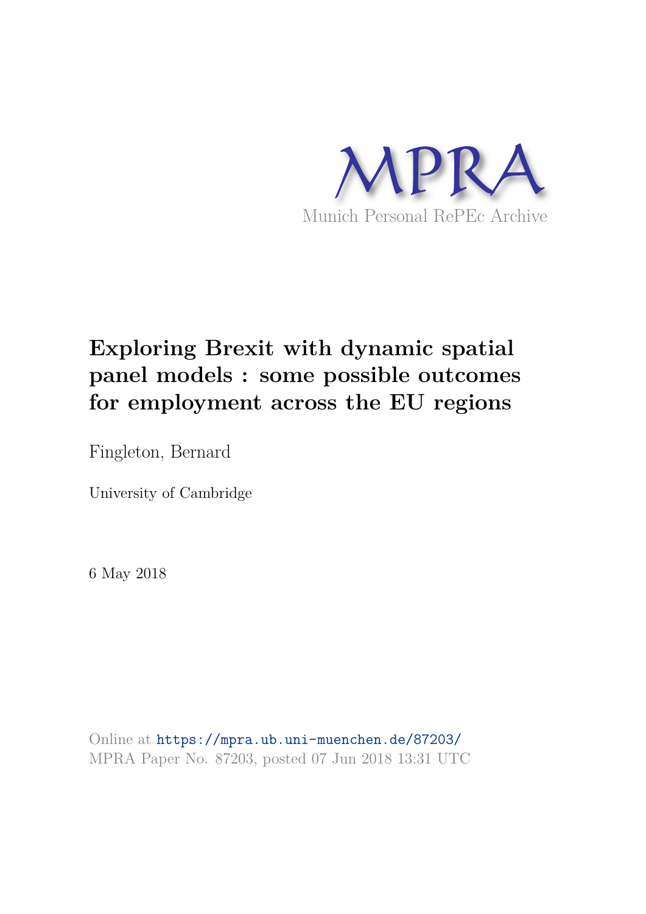MPRA

Munich Personal RePEc Archive

# Exploring Brexit with dynamic spatial panel models : some possible outcomes for employment across the EU regions

Fingleton, Bernard

University of Cambridge

6 May 2018

Online at https://mpra.ub.uni-muenchen.de/87203/
MPRA Paper No. 87203, posted 07 Jun 2018 13:31 UTC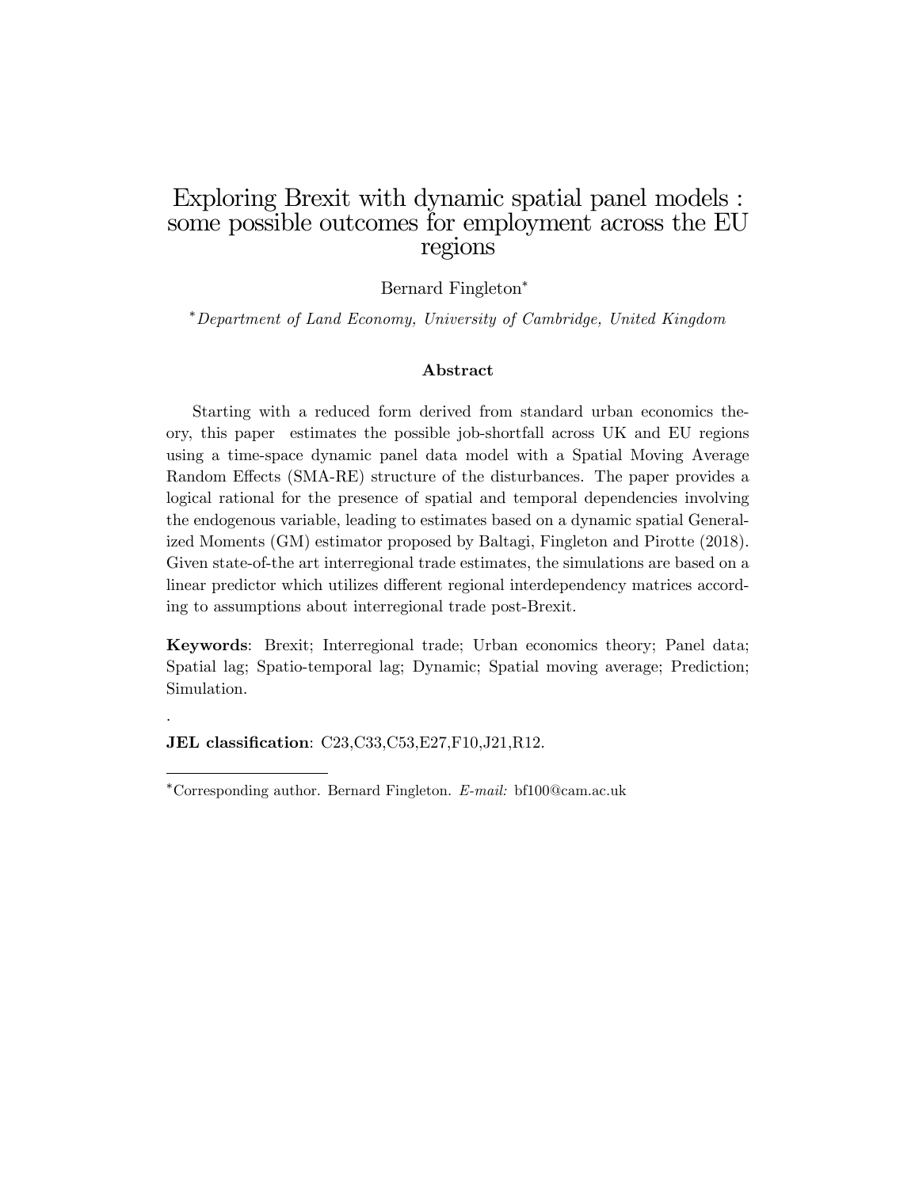# Exploring Brexit with dynamic spatial panel models : some possible outcomes for employment across the EU regions

Bernard Fingleton*

*Department of Land Economy, University of Cambridge, United Kingdom*

## Abstract

Starting with a reduced form derived from standard urban economics theory, this paper estimates the possible job-shortfall across UK and EU regions using a time-space dynamic panel data model with a Spatial Moving Average Random Effects (SMA-RE) structure of the disturbances. The paper provides a logical rational for the presence of spatial and temporal dependencies involving the endogenous variable, leading to estimates based on a dynamic spatial Generalized Moments (GM) estimator proposed by Baltagi, Fingleton and Pirotte (2018). Given state-of-the art interregional trade estimates, the simulations are based on a linear predictor which utilizes different regional interdependency matrices according to assumptions about interregional trade post-Brexit.

**Keywords**: Brexit; Interregional trade; Urban economics theory; Panel data; Spatial lag; Spatio-temporal lag; Dynamic; Spatial moving average; Prediction; Simulation.

.

**JEL classification**: C23,C33,C53,E27,F10,J21,R12.

---

*Corresponding author. Bernard Fingleton. *E-mail:* bf100@cam.ac.uk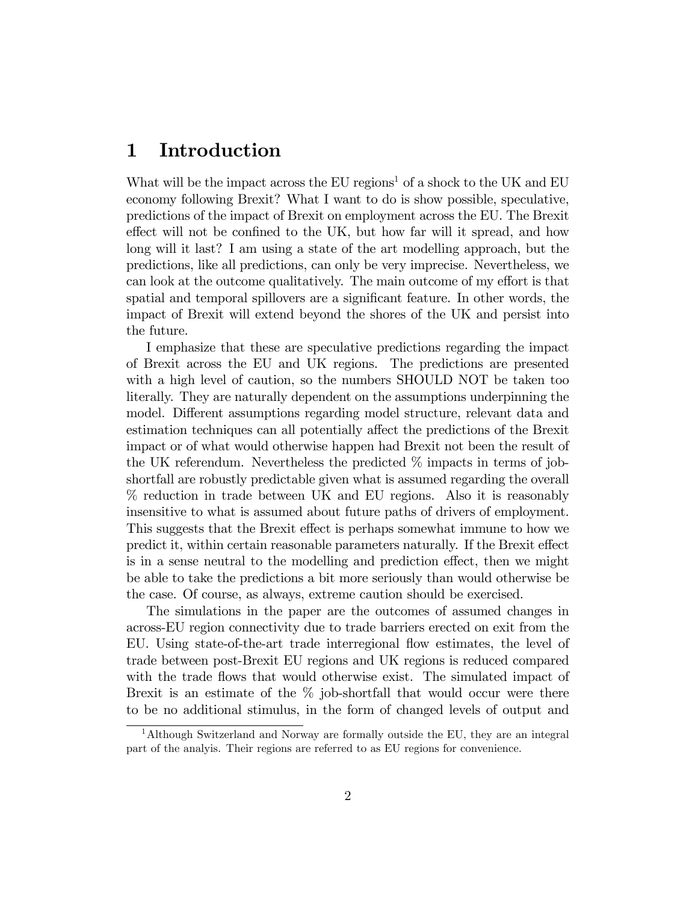# 1 Introduction

What will be the impact across the EU regions[1] of a shock to the UK and EU economy following Brexit? What I want to do is show possible, speculative, predictions of the impact of Brexit on employment across the EU. The Brexit effect will not be confined to the UK, but how far will it spread, and how long will it last? I am using a state of the art modelling approach, but the predictions, like all predictions, can only be very imprecise. Nevertheless, we can look at the outcome qualitatively. The main outcome of my effort is that spatial and temporal spillovers are a significant feature. In other words, the impact of Brexit will extend beyond the shores of the UK and persist into the future.

I emphasize that these are speculative predictions regarding the impact of Brexit across the EU and UK regions. The predictions are presented with a high level of caution, so the numbers SHOULD NOT be taken too literally. They are naturally dependent on the assumptions underpinning the model. Different assumptions regarding model structure, relevant data and estimation techniques can all potentially affect the predictions of the Brexit impact or of what would otherwise happen had Brexit not been the result of the UK referendum. Nevertheless the predicted % impacts in terms of job-shortfall are robustly predictable given what is assumed regarding the overall % reduction in trade between UK and EU regions. Also it is reasonably insensitive to what is assumed about future paths of drivers of employment. This suggests that the Brexit effect is perhaps somewhat immune to how we predict it, within certain reasonable parameters naturally. If the Brexit effect is in a sense neutral to the modelling and prediction effect, then we might be able to take the predictions a bit more seriously than would otherwise be the case. Of course, as always, extreme caution should be exercised.

The simulations in the paper are the outcomes of assumed changes in across-EU region connectivity due to trade barriers erected on exit from the EU. Using state-of-the-art trade interregional flow estimates, the level of trade between post-Brexit EU regions and UK regions is reduced compared with the trade flows that would otherwise exist. The simulated impact of Brexit is an estimate of the % job-shortfall that would occur were there to be no additional stimulus, in the form of changed levels of output and

[1] Although Switzerland and Norway are formally outside the EU, they are an integral part of the analyis. Their regions are referred to as EU regions for convenience.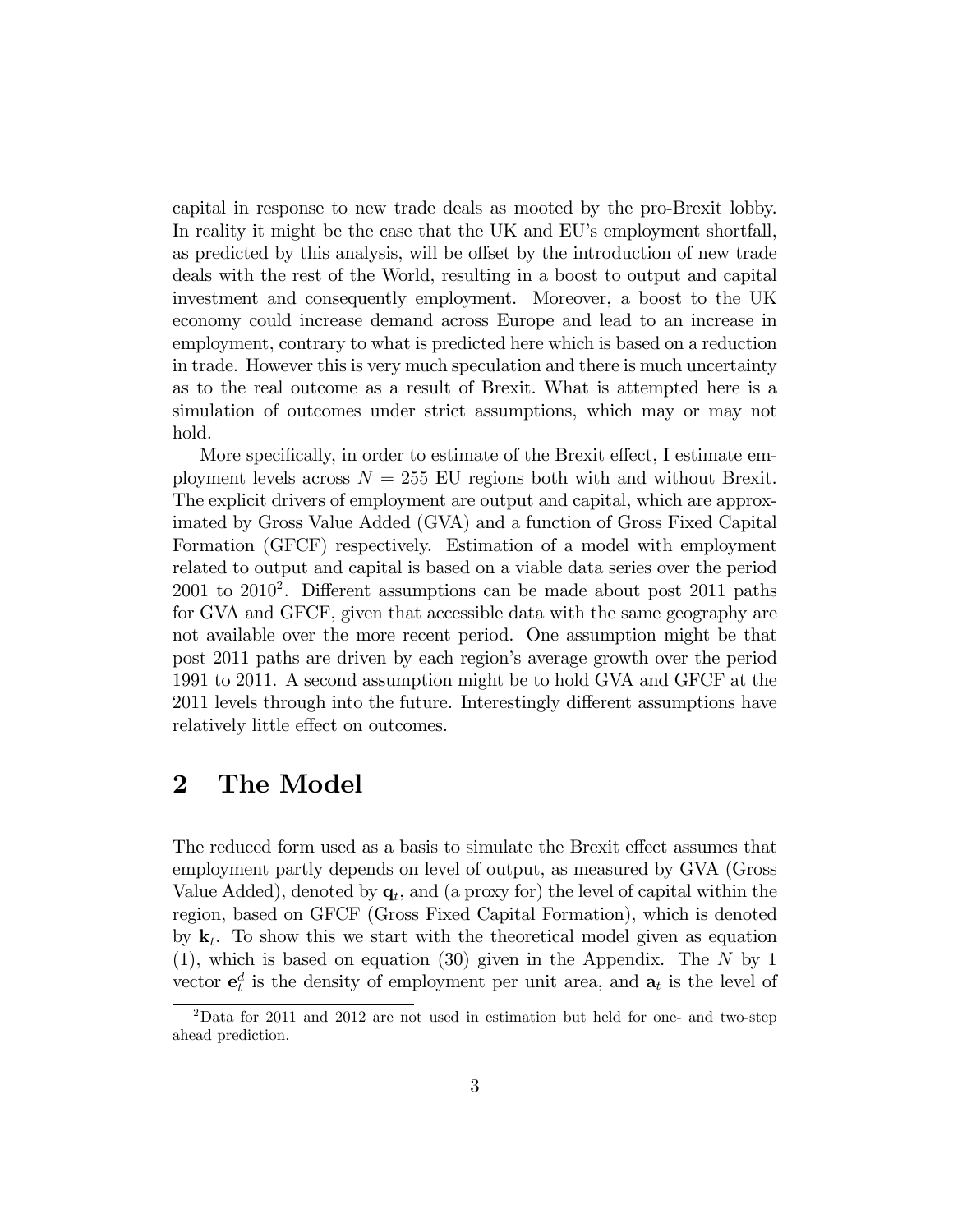capital in response to new trade deals as mooted by the pro-Brexit lobby. In reality it might be the case that the UK and EU's employment shortfall, as predicted by this analysis, will be offset by the introduction of new trade deals with the rest of the World, resulting in a boost to output and capital investment and consequently employment. Moreover, a boost to the UK economy could increase demand across Europe and lead to an increase in employment, contrary to what is predicted here which is based on a reduction in trade. However this is very much speculation and there is much uncertainty as to the real outcome as a result of Brexit. What is attempted here is a simulation of outcomes under strict assumptions, which may or may not hold.

More specifically, in order to estimate of the Brexit effect, I estimate employment levels across $N = 255$ EU regions both with and without Brexit. The explicit drivers of employment are output and capital, which are approximated by Gross Value Added (GVA) and a function of Gross Fixed Capital Formation (GFCF) respectively. Estimation of a model with employment related to output and capital is based on a viable data series over the period 2001 to 2010[2]. Different assumptions can be made about post 2011 paths for GVA and GFCF, given that accessible data with the same geography are not available over the more recent period. One assumption might be that post 2011 paths are driven by each region's average growth over the period 1991 to 2011. A second assumption might be to hold GVA and GFCF at the 2011 levels through into the future. Interestingly different assumptions have relatively little effect on outcomes.

## 2 The Model

The reduced form used as a basis to simulate the Brexit effect assumes that employment partly depends on level of output, as measured by GVA (Gross Value Added), denoted by $\mathbf{q}_t$, and (a proxy for) the level of capital within the region, based on GFCF (Gross Fixed Capital Formation), which is denoted by $\mathbf{k}_t$. To show this we start with the theoretical model given as equation (1), which is based on equation (30) given in the Appendix. The $N$ by 1 vector $\mathbf{e}_t^d$ is the density of employment per unit area, and $\mathbf{a}_t$ is the level of

[2] Data for 2011 and 2012 are not used in estimation but held for one- and two-step ahead prediction.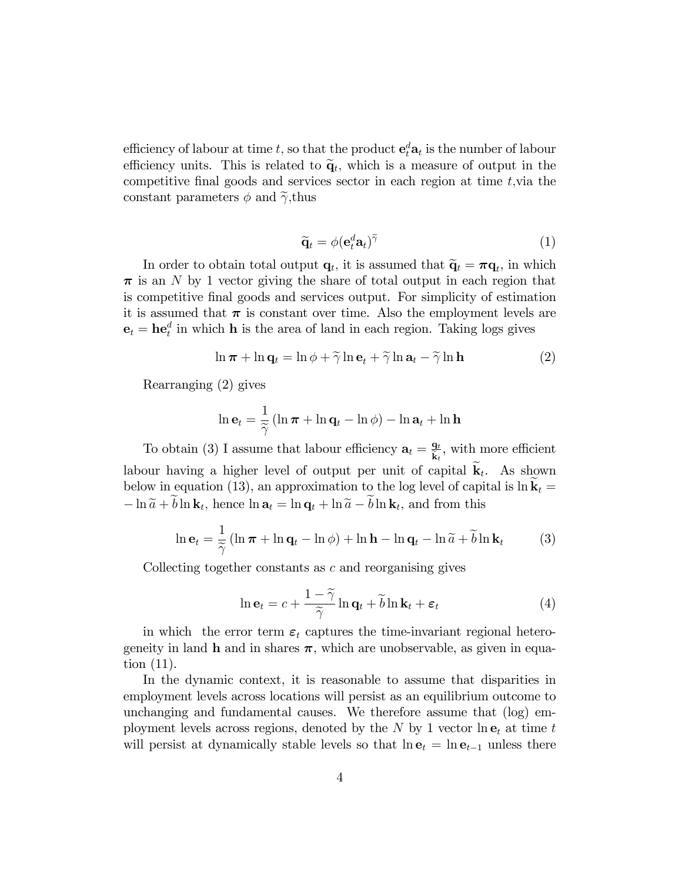efficiency of labour at time $t$, so that the product $\mathbf{e}_t^d \mathbf{a}_t$ is the number of labour efficiency units. This is related to $\widetilde{\mathbf{q}}_t$, which is a measure of output in the competitive final goods and services sector in each region at time $t$,via the constant parameters $\phi$ and $\widetilde{\gamma}$,thus

$$\widetilde{\mathbf{q}}_t = \phi(\mathbf{e}_t^d \mathbf{a}_t)^{\widetilde{\gamma}} \tag{1}$$

In order to obtain total output $\mathbf{q}_t$, it is assumed that $\widetilde{\mathbf{q}}_t = \boldsymbol{\pi}\mathbf{q}_t$, in which $\boldsymbol{\pi}$ is an $N$ by 1 vector giving the share of total output in each region that is competitive final goods and services output. For simplicity of estimation it is assumed that $\boldsymbol{\pi}$ is constant over time. Also the employment levels are $\mathbf{e}_t = \mathbf{h}\mathbf{e}_t^d$ in which $\mathbf{h}$ is the area of land in each region. Taking logs gives

$$\ln \boldsymbol{\pi} + \ln \mathbf{q}_t = \ln \phi + \widetilde{\gamma} \ln \mathbf{e}_t + \widetilde{\gamma} \ln \mathbf{a}_t - \widetilde{\gamma} \ln \mathbf{h} \tag{2}$$

Rearranging (2) gives

$$\ln \mathbf{e}_t = \frac{1}{\widetilde{\gamma}} \left( \ln \boldsymbol{\pi} + \ln \mathbf{q}_t - \ln \phi \right) - \ln \mathbf{a}_t + \ln \mathbf{h}$$

To obtain (3) I assume that labour efficiency $\mathbf{a}_t = \frac{\mathbf{q}_t}{\widetilde{\mathbf{k}}_t}$, with more efficient labour having a higher level of output per unit of capital $\widetilde{\mathbf{k}}_t$. As shown below in equation (13), an approximation to the log level of capital is $\ln \widetilde{\mathbf{k}}_t = -\ln \widetilde{a} + \widetilde{b} \ln \mathbf{k}_t$, hence $\ln \mathbf{a}_t = \ln \mathbf{q}_t + \ln \widetilde{a} - \widetilde{b} \ln \mathbf{k}_t$, and from this

$$\ln \mathbf{e}_t = \frac{1}{\widetilde{\gamma}} \left( \ln \boldsymbol{\pi} + \ln \mathbf{q}_t - \ln \phi \right) + \ln \mathbf{h} - \ln \mathbf{q}_t - \ln \widetilde{a} + \widetilde{b} \ln \mathbf{k}_t \tag{3}$$

Collecting together constants as $c$ and reorganising gives

$$\ln \mathbf{e}_t = c + \frac{1 - \widetilde{\gamma}}{\widetilde{\gamma}} \ln \mathbf{q}_t + \widetilde{b} \ln \mathbf{k}_t + \boldsymbol{\varepsilon}_t \tag{4}$$

in which the error term $\boldsymbol{\varepsilon}_t$ captures the time-invariant regional heterogeneity in land $\mathbf{h}$ and in shares $\boldsymbol{\pi}$, which are unobservable, as given in equation (11).

In the dynamic context, it is reasonable to assume that disparities in employment levels across locations will persist as an equilibrium outcome to unchanging and fundamental causes. We therefore assume that (log) employment levels across regions, denoted by the $N$ by 1 vector $\ln \mathbf{e}_t$ at time $t$ will persist at dynamically stable levels so that $\ln \mathbf{e}_t = \ln \mathbf{e}_{t-1}$ unless there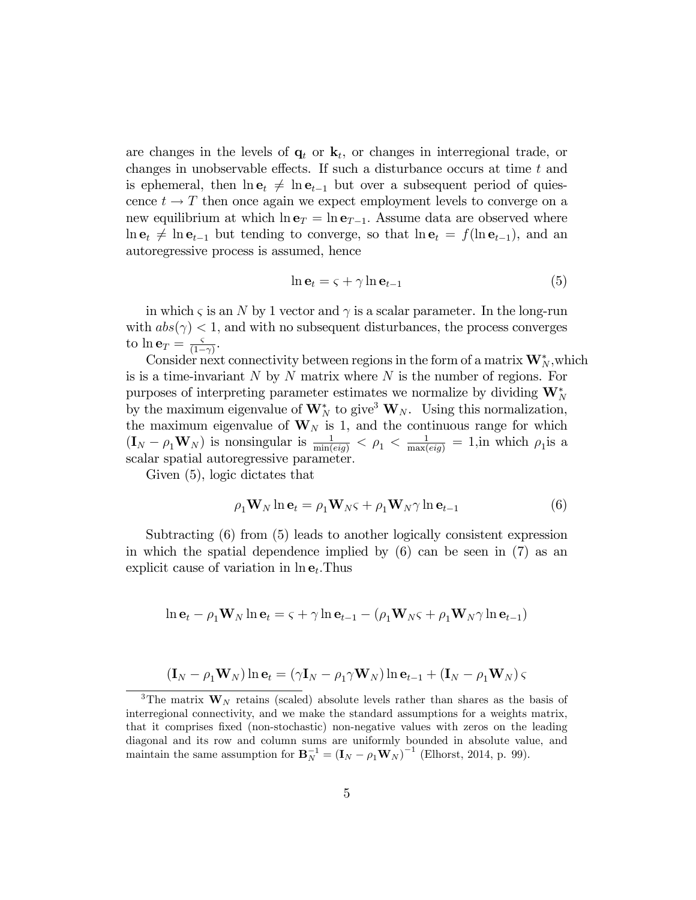are changes in the levels of $\mathbf{q}_t$ or $\mathbf{k}_t$, or changes in interregional trade, or changes in unobservable effects. If such a disturbance occurs at time $t$ and is ephemeral, then $\ln \mathbf{e}_t \neq \ln \mathbf{e}_{t-1}$ but over a subsequent period of quiescence $t \rightarrow T$ then once again we expect employment levels to converge on a new equilibrium at which $\ln \mathbf{e}_T = \ln \mathbf{e}_{T-1}$. Assume data are observed where $\ln \mathbf{e}_t \neq \ln \mathbf{e}_{t-1}$ but tending to converge, so that $\ln \mathbf{e}_t = f(\ln \mathbf{e}_{t-1})$, and an autoregressive process is assumed, hence

$$\ln \mathbf{e}_t = \varsigma + \gamma \ln \mathbf{e}_{t-1} \tag{5}$$

in which $\varsigma$ is an $N$ by 1 vector and $\gamma$ is a scalar parameter. In the long-run with $abs(\gamma) < 1$, and with no subsequent disturbances, the process converges to $\ln \mathbf{e}_T = \frac{\varsigma}{(1-\gamma)}$.

Consider next connectivity between regions in the form of a matrix $\mathbf{W}_N^*$, which is is a time-invariant $N$ by $N$ matrix where $N$ is the number of regions. For purposes of interpreting parameter estimates we normalize by dividing $\mathbf{W}_N^*$ by the maximum eigenvalue of $\mathbf{W}_N^*$ to give[3] $\mathbf{W}_N$. Using this normalization, the maximum eigenvalue of $\mathbf{W}_N$ is 1, and the continuous range for which $(\mathbf{I}_N - \rho_1 \mathbf{W}_N)$ is nonsingular is $\frac{1}{\min(eig)} < \rho_1 < \frac{1}{\max(eig)} = 1$, in which $\rho_1$ is a scalar spatial autoregressive parameter.

Given (5), logic dictates that

$$\rho_1 \mathbf{W}_N \ln \mathbf{e}_t = \rho_1 \mathbf{W}_N \varsigma + \rho_1 \mathbf{W}_N \gamma \ln \mathbf{e}_{t-1} \tag{6}$$

Subtracting (6) from (5) leads to another logically consistent expression in which the spatial dependence implied by (6) can be seen in (7) as an explicit cause of variation in $\ln \mathbf{e}_t$. Thus

$$\ln \mathbf{e}_t - \rho_1 \mathbf{W}_N \ln \mathbf{e}_t = \varsigma + \gamma \ln \mathbf{e}_{t-1} - (\rho_1 \mathbf{W}_N \varsigma + \rho_1 \mathbf{W}_N \gamma \ln \mathbf{e}_{t-1})$$

$$(\mathbf{I}_N - \rho_1 \mathbf{W}_N) \ln \mathbf{e}_t = (\gamma \mathbf{I}_N - \rho_1 \gamma \mathbf{W}_N) \ln \mathbf{e}_{t-1} + (\mathbf{I}_N - \rho_1 \mathbf{W}_N) \varsigma$$

[3] The matrix $\mathbf{W}_N$ retains (scaled) absolute levels rather than shares as the basis of interregional connectivity, and we make the standard assumptions for a weights matrix, that it comprises fixed (non-stochastic) non-negative values with zeros on the leading diagonal and its row and column sums are uniformly bounded in absolute value, and maintain the same assumption for $\mathbf{B}_N^{-1} = (\mathbf{I}_N - \rho_1 \mathbf{W}_N)^{-1}$ (Elhorst, 2014, p. 99).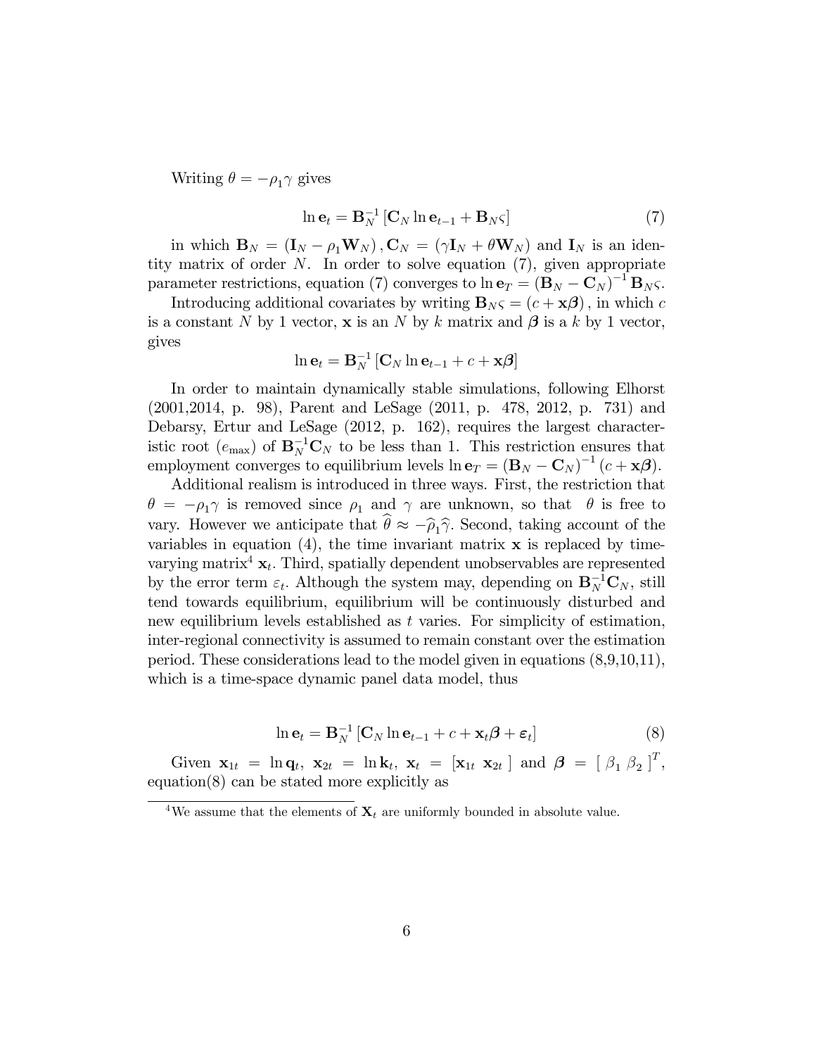Writing $\theta = -\rho_1 \gamma$ gives

$$\ln \mathbf{e}_t = \mathbf{B}_N^{-1} \left[ \mathbf{C}_N \ln \mathbf{e}_{t-1} + \mathbf{B}_N \varsigma \right] \tag{7}$$

in which $\mathbf{B}_N = (\mathbf{I}_N - \rho_1 \mathbf{W}_N), \mathbf{C}_N = (\gamma \mathbf{I}_N + \theta \mathbf{W}_N)$ and $\mathbf{I}_N$ is an identity matrix of order $N$. In order to solve equation (7), given appropriate parameter restrictions, equation (7) converges to $\ln \mathbf{e}_T = (\mathbf{B}_N - \mathbf{C}_N)^{-1} \mathbf{B}_N \varsigma$.

Introducing additional covariates by writing $\mathbf{B}_N \varsigma = (c + \mathbf{x}\boldsymbol{\beta})$, in which $c$ is a constant $N$ by 1 vector, $\mathbf{x}$ is an $N$ by $k$ matrix and $\boldsymbol{\beta}$ is a $k$ by 1 vector, gives

$$\ln \mathbf{e}_t = \mathbf{B}_N^{-1} \left[ \mathbf{C}_N \ln \mathbf{e}_{t-1} + c + \mathbf{x}\boldsymbol{\beta} \right]$$

In order to maintain dynamically stable simulations, following Elhorst (2001,2014, p. 98), Parent and LeSage (2011, p. 478, 2012, p. 731) and Debarsy, Ertur and LeSage (2012, p. 162), requires the largest characteristic root ($e_{\max}$) of $\mathbf{B}_N^{-1}\mathbf{C}_N$ to be less than 1. This restriction ensures that employment converges to equilibrium levels $\ln \mathbf{e}_T = (\mathbf{B}_N - \mathbf{C}_N)^{-1} (c + \mathbf{x}\boldsymbol{\beta})$.

Additional realism is introduced in three ways. First, the restriction that $\theta = -\rho_1 \gamma$ is removed since $\rho_1$ and $\gamma$ are unknown, so that $\theta$ is free to vary. However we anticipate that $\widehat{\theta} \approx -\widehat{\rho}_1 \widehat{\gamma}$. Second, taking account of the variables in equation (4), the time invariant matrix $\mathbf{x}$ is replaced by time-varying matrix[4] $\mathbf{x}_t$. Third, spatially dependent unobservables are represented by the error term $\varepsilon_t$. Although the system may, depending on $\mathbf{B}_N^{-1}\mathbf{C}_N$, still tend towards equilibrium, equilibrium will be continuously disturbed and new equilibrium levels established as $t$ varies. For simplicity of estimation, inter-regional connectivity is assumed to remain constant over the estimation period. These considerations lead to the model given in equations (8,9,10,11), which is a time-space dynamic panel data model, thus

$$\ln \mathbf{e}_t = \mathbf{B}_N^{-1} \left[ \mathbf{C}_N \ln \mathbf{e}_{t-1} + c + \mathbf{x}_t \boldsymbol{\beta} + \boldsymbol{\varepsilon}_t \right] \tag{8}$$

Given $\mathbf{x}_{1t} = \ln \mathbf{q}_t$, $\mathbf{x}_{2t} = \ln \mathbf{k}_t$, $\mathbf{x}_t = [\mathbf{x}_{1t} \ \mathbf{x}_{2t}]$ and $\boldsymbol{\beta} = [\ \beta_1 \ \beta_2\ ]^T$, equation(8) can be stated more explicitly as

[4] We assume that the elements of $\mathbf{X}_t$ are uniformly bounded in absolute value.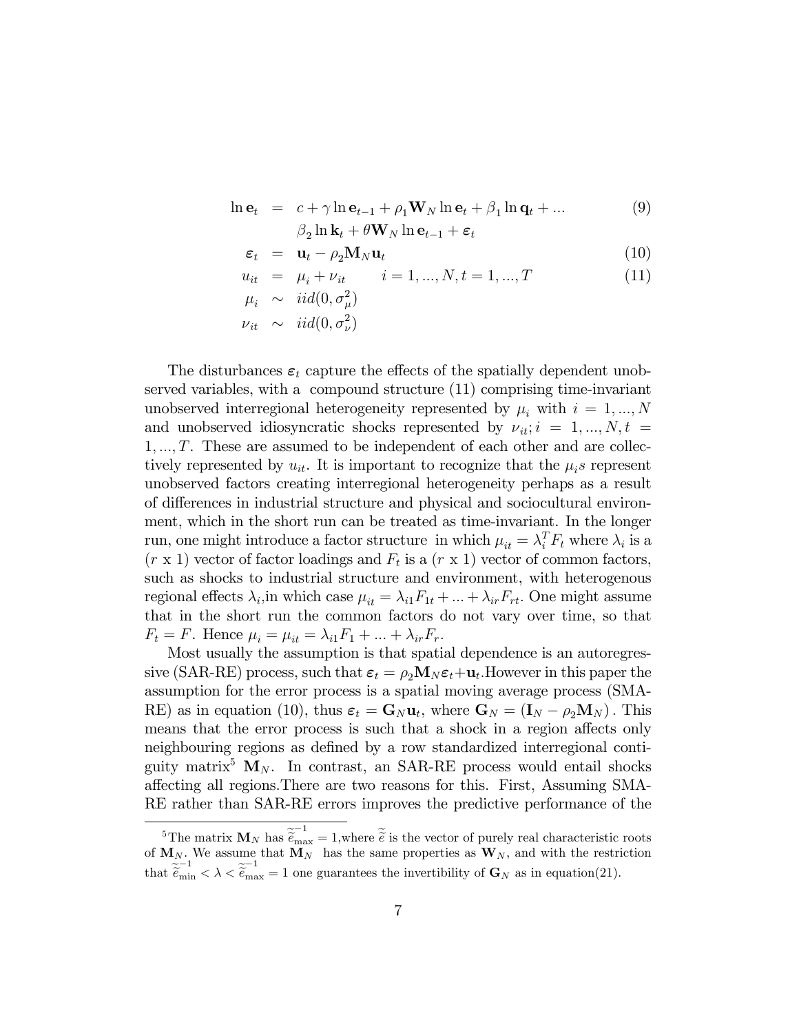$$
\begin{aligned}
\ln \mathbf{e}_t &= c + \gamma \ln \mathbf{e}_{t-1} + \rho_1 \mathbf{W}_N \ln \mathbf{e}_t + \beta_1 \ln \mathbf{q}_t + ... \\
&\quad \beta_2 \ln \mathbf{k}_t + \theta \mathbf{W}_N \ln \mathbf{e}_{t-1} + \boldsymbol{\varepsilon}_t && (9) \\
\boldsymbol{\varepsilon}_t &= \mathbf{u}_t - \rho_2 \mathbf{M}_N \mathbf{u}_t && (10) \\
u_{it} &= \mu_i + \nu_{it} \qquad i = 1, ..., N, t = 1, ..., T && (11) \\
\mu_i &\sim iid(0, \sigma_\mu^2) \\
\nu_{it} &\sim iid(0, \sigma_\nu^2)
\end{aligned}
$$

The disturbances $\boldsymbol{\varepsilon}_t$ capture the effects of the spatially dependent unobserved variables, with a compound structure (11) comprising time-invariant unobserved interregional heterogeneity represented by $\mu_i$ with $i = 1, ..., N$ and unobserved idiosyncratic shocks represented by $\nu_{it}; i = 1, ..., N, t = 1, ..., T$. These are assumed to be independent of each other and are collectively represented by $u_{it}$. It is important to recognize that the $\mu_i s$ represent unobserved factors creating interregional heterogeneity perhaps as a result of differences in industrial structure and physical and sociocultural environment, which in the short run can be treated as time-invariant. In the longer run, one might introduce a factor structure in which $\mu_{it} = \lambda_i^T F_t$ where $\lambda_i$ is a ($r$ x 1) vector of factor loadings and $F_t$ is a ($r$ x 1) vector of common factors, such as shocks to industrial structure and environment, with heterogenous regional effects $\lambda_i$,in which case $\mu_{it} = \lambda_{i1} F_{1t} + ... + \lambda_{ir} F_{rt}$. One might assume that in the short run the common factors do not vary over time, so that $F_t = F$. Hence $\mu_i = \mu_{it} = \lambda_{i1} F_1 + ... + \lambda_{ir} F_r$.

Most usually the assumption is that spatial dependence is an autoregressive (SAR-RE) process, such that $\boldsymbol{\varepsilon}_t = \rho_2 \mathbf{M}_N \boldsymbol{\varepsilon}_t + \mathbf{u}_t$.However in this paper the assumption for the error process is a spatial moving average process (SMA-RE) as in equation (10), thus $\boldsymbol{\varepsilon}_t = \mathbf{G}_N \mathbf{u}_t$, where $\mathbf{G}_N = (\mathbf{I}_N - \rho_2 \mathbf{M}_N)$. This means that the error process is such that a shock in a region affects only neighbouring regions as defined by a row standardized interregional contiguity matrix[5] $\mathbf{M}_N$. In contrast, an SAR-RE process would entail shocks affecting all regions.There are two reasons for this. First, Assuming SMA-RE rather than SAR-RE errors improves the predictive performance of the

[5] The matrix $\mathbf{M}_N$ has $\widetilde{\widetilde{e}}_{\max}^{-1} = 1$,where $\widetilde{\widetilde{e}}$ is the vector of purely real characteristic roots of $\mathbf{M}_N$. We assume that $\mathbf{M}_N$ has the same properties as $\mathbf{W}_N$, and with the restriction that $\widetilde{\widetilde{e}}_{\min}^{-1} < \lambda < \widetilde{\widetilde{e}}_{\max}^{-1} = 1$ one guarantees the invertibility of $\mathbf{G}_N$ as in equation(21).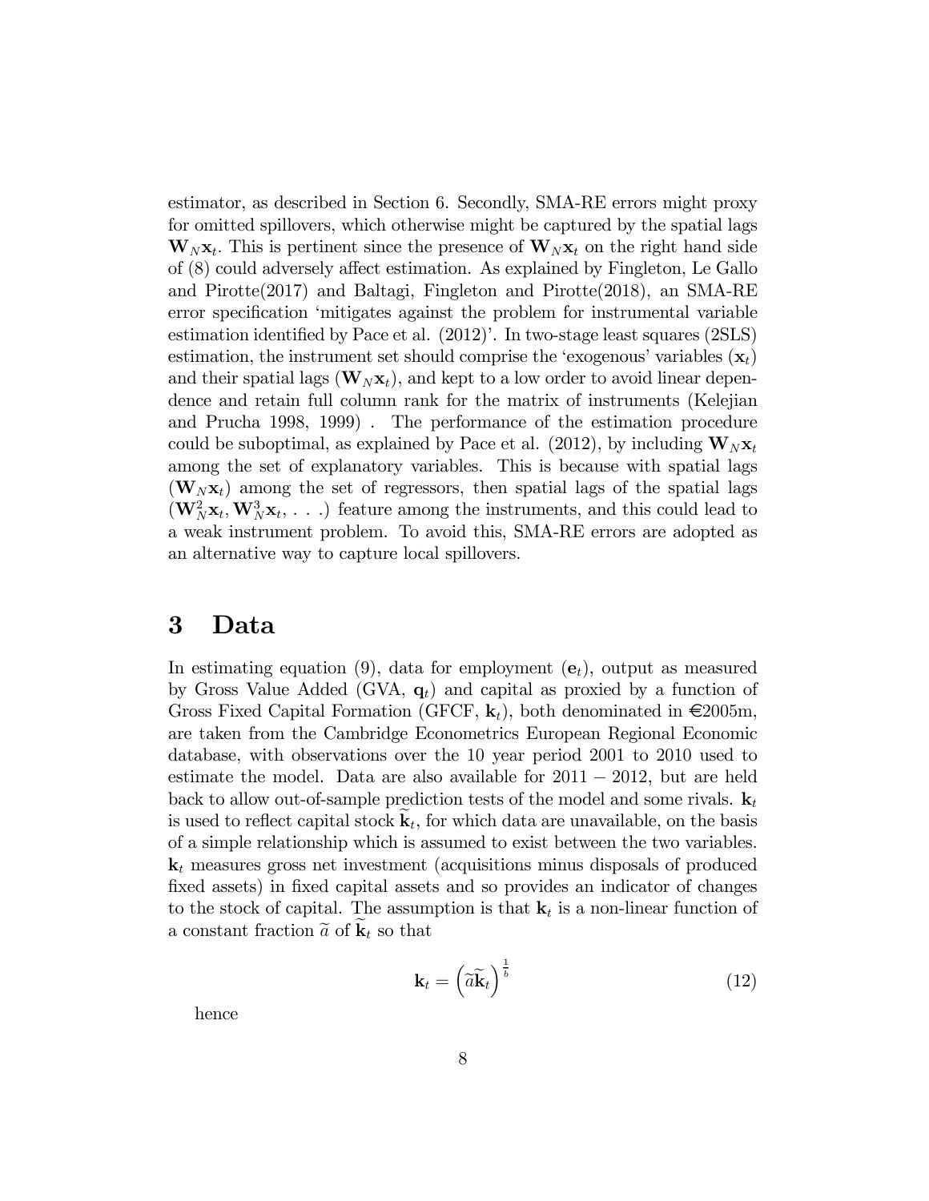estimator, as described in Section 6. Secondly, SMA-RE errors might proxy for omitted spillovers, which otherwise might be captured by the spatial lags $\mathbf{W}_N \mathbf{x}_t$. This is pertinent since the presence of $\mathbf{W}_N \mathbf{x}_t$ on the right hand side of (8) could adversely affect estimation. As explained by Fingleton, Le Gallo and Pirotte(2017) and Baltagi, Fingleton and Pirotte(2018), an SMA-RE error specification 'mitigates against the problem for instrumental variable estimation identified by Pace et al. (2012)'. In two-stage least squares (2SLS) estimation, the instrument set should comprise the 'exogenous' variables ($\mathbf{x}_t$) and their spatial lags ($\mathbf{W}_N \mathbf{x}_t$), and kept to a low order to avoid linear dependence and retain full column rank for the matrix of instruments (Kelejian and Prucha 1998, 1999) . The performance of the estimation procedure could be suboptimal, as explained by Pace et al. (2012), by including $\mathbf{W}_N \mathbf{x}_t$ among the set of explanatory variables. This is because with spatial lags ($\mathbf{W}_N \mathbf{x}_t$) among the set of regressors, then spatial lags of the spatial lags ($\mathbf{W}_N^2 \mathbf{x}_t, \mathbf{W}_N^3 \mathbf{x}_t, \ldots$) feature among the instruments, and this could lead to a weak instrument problem. To avoid this, SMA-RE errors are adopted as an alternative way to capture local spillovers.

# 3 Data

In estimating equation (9), data for employment ($\mathbf{e}_t$), output as measured by Gross Value Added (GVA, $\mathbf{q}_t$) and capital as proxied by a function of Gross Fixed Capital Formation (GFCF, $\mathbf{k}_t$), both denominated in €2005m, are taken from the Cambridge Econometrics European Regional Economic database, with observations over the 10 year period 2001 to 2010 used to estimate the model. Data are also available for $2011 - 2012$, but are held back to allow out-of-sample prediction tests of the model and some rivals. $\mathbf{k}_t$ is used to reflect capital stock $\widetilde{\mathbf{k}}_t$, for which data are unavailable, on the basis of a simple relationship which is assumed to exist between the two variables. $\mathbf{k}_t$ measures gross net investment (acquisitions minus disposals of produced fixed assets) in fixed capital assets and so provides an indicator of changes to the stock of capital. The assumption is that $\mathbf{k}_t$ is a non-linear function of a constant fraction $\widetilde{a}$ of $\widetilde{\mathbf{k}}_t$ so that

$$\mathbf{k}_t = \left(\widetilde{a}\widetilde{\mathbf{k}}_t\right)^{\frac{1}{b}} \tag{12}$$

hence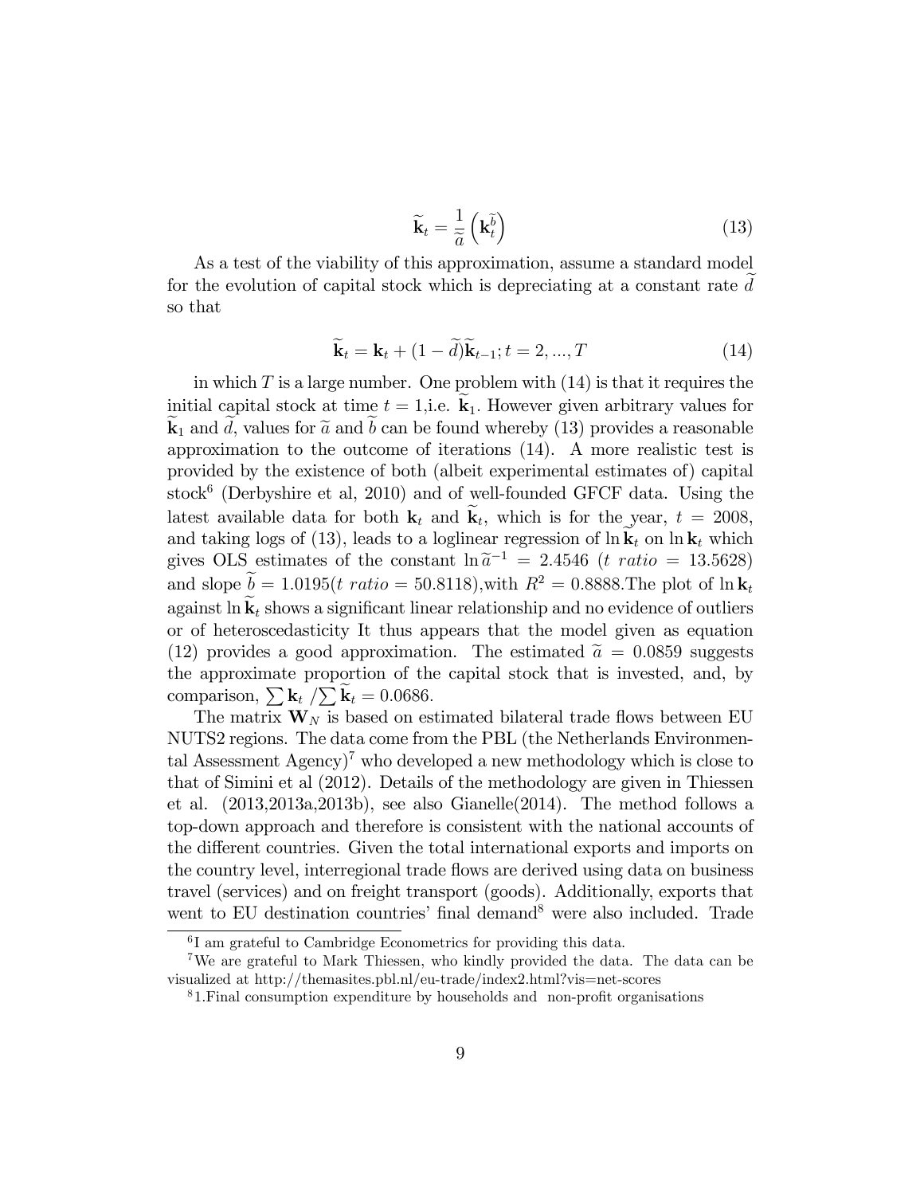$$\widetilde{\mathbf{k}}_t = \frac{1}{\widetilde{a}}\left(\mathbf{k}_t^{\widetilde{b}}\right) \tag{13}$$

As a test of the viability of this approximation, assume a standard model for the evolution of capital stock which is depreciating at a constant rate $\widetilde{d}$ so that

$$\widetilde{\mathbf{k}}_t = \mathbf{k}_t + (1-\widetilde{d})\widetilde{\mathbf{k}}_{t-1}; t = 2, ..., T \tag{14}$$

in which $T$ is a large number. One problem with (14) is that it requires the initial capital stock at time $t = 1$,i.e. $\widetilde{\mathbf{k}}_1$. However given arbitrary values for $\widetilde{\mathbf{k}}_1$ and $\widetilde{d}$, values for $\widetilde{a}$ and $\widetilde{b}$ can be found whereby (13) provides a reasonable approximation to the outcome of iterations (14). A more realistic test is provided by the existence of both (albeit experimental estimates of) capital stock[6] (Derbyshire et al, 2010) and of well-founded GFCF data. Using the latest available data for both $\mathbf{k}_t$ and $\widetilde{\mathbf{k}}_t$, which is for the year, $t = 2008$, and taking logs of (13), leads to a loglinear regression of $\ln \widetilde{\mathbf{k}}_t$ on $\ln \mathbf{k}_t$ which gives OLS estimates of the constant $\ln \widetilde{a}^{-1} = 2.4546$ ($t\ ratio = 13.5628$) and slope $\widetilde{b} = 1.0195$($t\ ratio = 50.8118$),with $R^2 = 0.8888$.The plot of $\ln \mathbf{k}_t$ against $\ln \widetilde{\mathbf{k}}_t$ shows a significant linear relationship and no evidence of outliers or of heteroscedasticity It thus appears that the model given as equation (12) provides a good approximation. The estimated $\widetilde{a} = 0.0859$ suggests the approximate proportion of the capital stock that is invested, and, by comparison, $\sum \mathbf{k}_t / \sum \widetilde{\mathbf{k}}_t = 0.0686$.

The matrix $\mathbf{W}_N$ is based on estimated bilateral trade flows between EU NUTS2 regions. The data come from the PBL (the Netherlands Environmental Assessment Agency)[7] who developed a new methodology which is close to that of Simini et al (2012). Details of the methodology are given in Thiessen et al. (2013,2013a,2013b), see also Gianelle(2014). The method follows a top-down approach and therefore is consistent with the national accounts of the different countries. Given the total international exports and imports on the country level, interregional trade flows are derived using data on business travel (services) and on freight transport (goods). Additionally, exports that went to EU destination countries' final demand[8] were also included. Trade

[6] I am grateful to Cambridge Econometrics for providing this data.

[7] We are grateful to Mark Thiessen, who kindly provided the data. The data can be visualized at http://themasites.pbl.nl/eu-trade/index2.html?vis=net-scores

[8] 1.Final consumption expenditure by households and non-profit organisations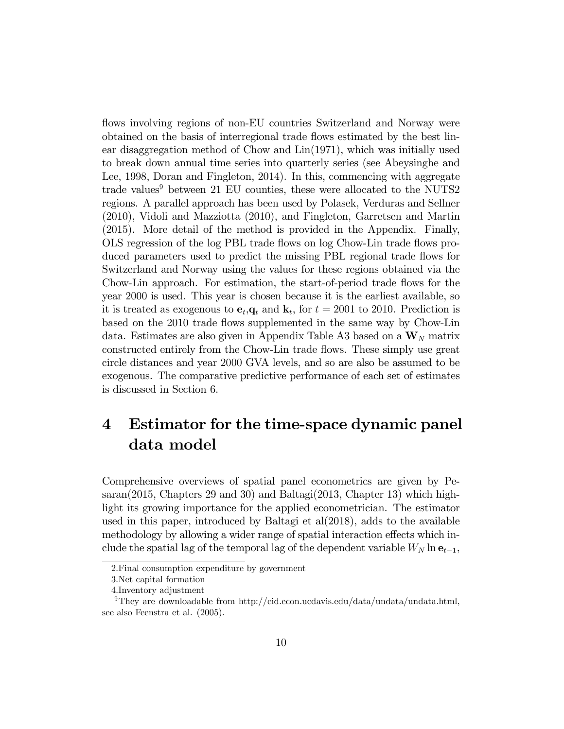flows involving regions of non-EU countries Switzerland and Norway were obtained on the basis of interregional trade flows estimated by the best linear disaggregation method of Chow and Lin(1971), which was initially used to break down annual time series into quarterly series (see Abeysinghe and Lee, 1998, Doran and Fingleton, 2014). In this, commencing with aggregate trade values[9] between 21 EU counties, these were allocated to the NUTS2 regions. A parallel approach has been used by Polasek, Verduras and Sellner (2010), Vidoli and Mazziotta (2010), and Fingleton, Garretsen and Martin (2015). More detail of the method is provided in the Appendix. Finally, OLS regression of the log PBL trade flows on log Chow-Lin trade flows produced parameters used to predict the missing PBL regional trade flows for Switzerland and Norway using the values for these regions obtained via the Chow-Lin approach. For estimation, the start-of-period trade flows for the year 2000 is used. This year is chosen because it is the earliest available, so it is treated as exogenous to $\mathbf{e}_t$,$\mathbf{q}_t$ and $\mathbf{k}_t$, for $t = 2001$ to 2010. Prediction is based on the 2010 trade flows supplemented in the same way by Chow-Lin data. Estimates are also given in Appendix Table A3 based on a $\mathbf{W}_N$ matrix constructed entirely from the Chow-Lin trade flows. These simply use great circle distances and year 2000 GVA levels, and so are also be assumed to be exogenous. The comparative predictive performance of each set of estimates is discussed in Section 6.

# 4 Estimator for the time-space dynamic panel data model

Comprehensive overviews of spatial panel econometrics are given by Pesaran(2015, Chapters 29 and 30) and Baltagi(2013, Chapter 13) which highlight its growing importance for the applied econometrician. The estimator used in this paper, introduced by Baltagi et al(2018), adds to the available methodology by allowing a wider range of spatial interaction effects which include the spatial lag of the temporal lag of the dependent variable $W_N \ln \mathbf{e}_{t-1}$,

---

2.Final consumption expenditure by government

3.Net capital formation

4.Inventory adjustment

[9] They are downloadable from http://cid.econ.ucdavis.edu/data/undata/undata.html, see also Feenstra et al. (2005).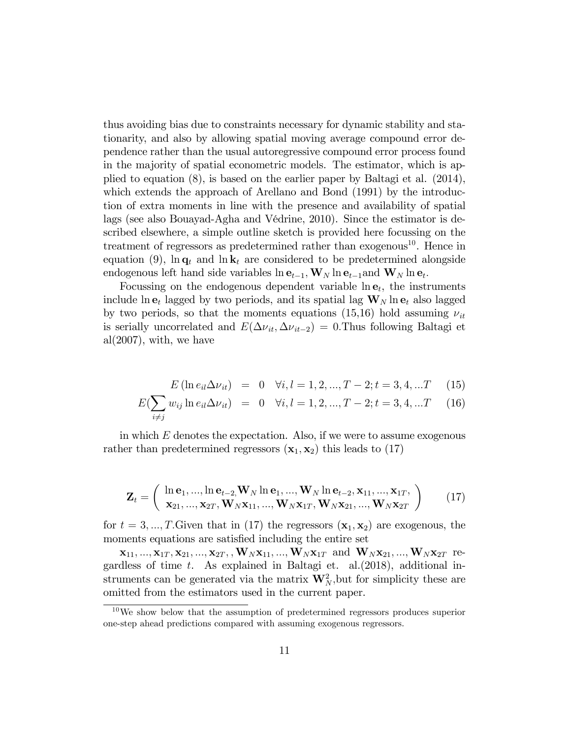thus avoiding bias due to constraints necessary for dynamic stability and stationarity, and also by allowing spatial moving average compound error dependence rather than the usual autoregressive compound error process found in the majority of spatial econometric models. The estimator, which is applied to equation (8), is based on the earlier paper by Baltagi et al. (2014), which extends the approach of Arellano and Bond (1991) by the introduction of extra moments in line with the presence and availability of spatial lags (see also Bouayad-Agha and Védrine, 2010). Since the estimator is described elsewhere, a simple outline sketch is provided here focussing on the treatment of regressors as predetermined rather than exogenous[10]. Hence in equation (9), $\ln \mathbf{q}_t$ and $\ln \mathbf{k}_t$ are considered to be predetermined alongside endogenous left hand side variables $\ln \mathbf{e}_{t-1}, \mathbf{W}_N \ln \mathbf{e}_{t-1}$and $\mathbf{W}_N \ln \mathbf{e}_t$.

Focussing on the endogenous dependent variable $\ln \mathbf{e}_t$, the instruments include $\ln \mathbf{e}_t$ lagged by two periods, and its spatial lag $\mathbf{W}_N \ln \mathbf{e}_t$ also lagged by two periods, so that the moments equations (15,16) hold assuming $\nu_{it}$ is serially uncorrelated and $E(\Delta\nu_{it}, \Delta\nu_{it-2}) = 0$.Thus following Baltagi et al(2007), with, we have

$$E\left(\ln e_{il} \Delta\nu_{it}\right) = 0 \quad \forall i, l = 1, 2, ..., T-2; t = 3, 4, ...T \qquad (15)$$

$$E(\sum_{i \neq j} w_{ij} \ln e_{il} \Delta\nu_{it}) = 0 \quad \forall i, l = 1, 2, ..., T-2; t = 3, 4, ...T \qquad (16)$$

in which $E$ denotes the expectation. Also, if we were to assume exogenous rather than predetermined regressors $(\mathbf{x}_1, \mathbf{x}_2)$ this leads to (17)

$$\mathbf{Z}_t = \begin{pmatrix} \ln \mathbf{e}_1, ..., \ln \mathbf{e}_{t-2}, \mathbf{W}_N \ln \mathbf{e}_1, ..., \mathbf{W}_N \ln \mathbf{e}_{t-2}, \mathbf{x}_{11}, ..., \mathbf{x}_{1T}, \\ \mathbf{x}_{21}, ..., \mathbf{x}_{2T}, \mathbf{W}_N \mathbf{x}_{11}, ..., \mathbf{W}_N \mathbf{x}_{1T}, \mathbf{W}_N \mathbf{x}_{21}, ..., \mathbf{W}_N \mathbf{x}_{2T} \end{pmatrix} \qquad (17)$$

for $t = 3, ..., T$.Given that in (17) the regressors $(\mathbf{x}_1, \mathbf{x}_2)$ are exogenous, the moments equations are satisfied including the entire set

$\mathbf{x}_{11}, ..., \mathbf{x}_{1T}, \mathbf{x}_{21}, ..., \mathbf{x}_{2T}, , \mathbf{W}_N \mathbf{x}_{11}, ..., \mathbf{W}_N \mathbf{x}_{1T}$ and $\mathbf{W}_N \mathbf{x}_{21}, ..., \mathbf{W}_N \mathbf{x}_{2T}$ regardless of time $t$. As explained in Baltagi et. al.(2018), additional instruments can be generated via the matrix $\mathbf{W}_N^2$,but for simplicity these are omitted from the estimators used in the current paper.

[10] We show below that the assumption of predetermined regressors produces superior one-step ahead predictions compared with assuming exogenous regressors.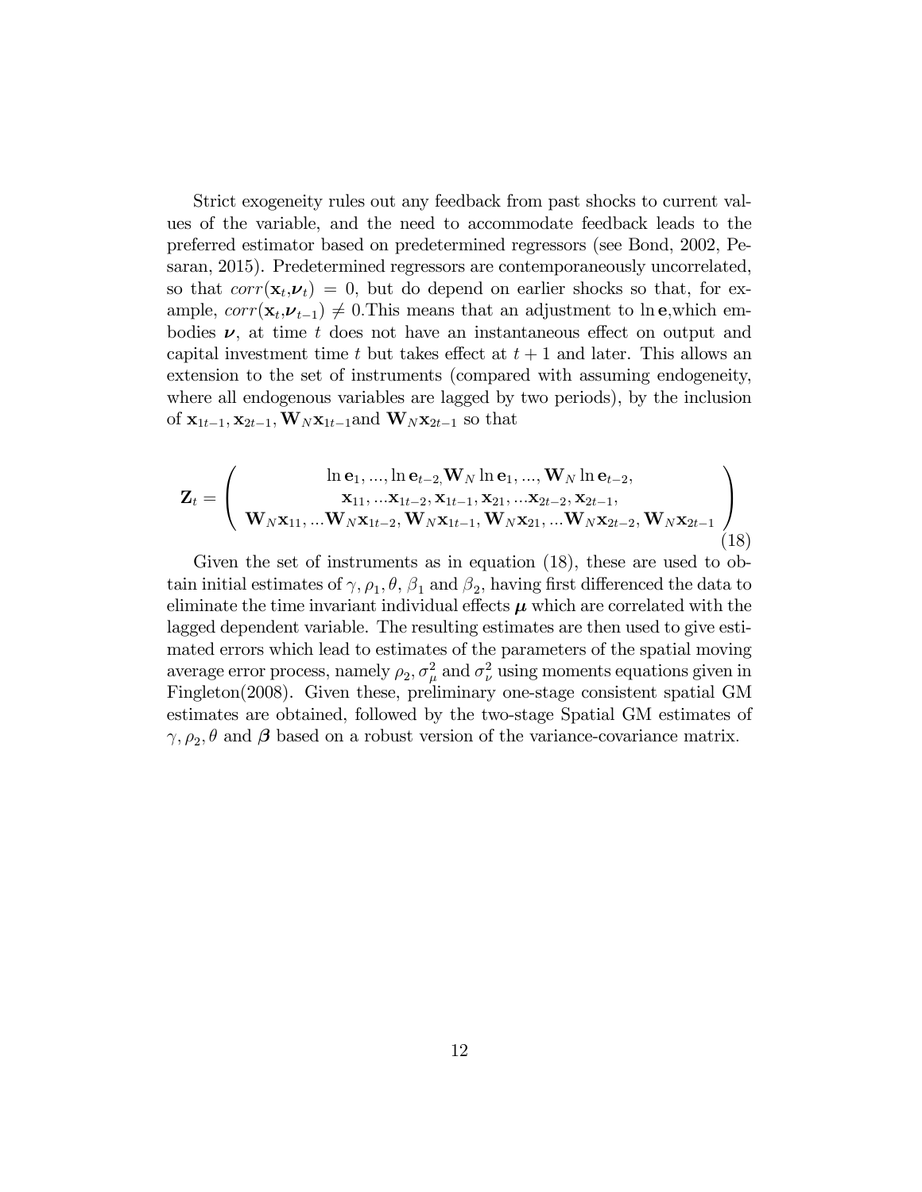Strict exogeneity rules out any feedback from past shocks to current values of the variable, and the need to accommodate feedback leads to the preferred estimator based on predetermined regressors (see Bond, 2002, Pesaran, 2015). Predetermined regressors are contemporaneously uncorrelated, so that $corr(\mathbf{x}_t, \boldsymbol{\nu}_t) = 0$, but do depend on earlier shocks so that, for example, $corr(\mathbf{x}_t, \boldsymbol{\nu}_{t-1}) \neq 0$.This means that an adjustment to $\ln \mathbf{e}$,which embodies $\boldsymbol{\nu}$, at time $t$ does not have an instantaneous effect on output and capital investment time $t$ but takes effect at $t+1$ and later. This allows an extension to the set of instruments (compared with assuming endogeneity, where all endogenous variables are lagged by two periods), by the inclusion of $\mathbf{x}_{1t-1}, \mathbf{x}_{2t-1}, \mathbf{W}_N \mathbf{x}_{1t-1}$and $\mathbf{W}_N \mathbf{x}_{2t-1}$ so that

$$\mathbf{Z}_t = \begin{pmatrix} \ln \mathbf{e}_1, ..., \ln \mathbf{e}_{t-2,} \mathbf{W}_N \ln \mathbf{e}_1, ..., \mathbf{W}_N \ln \mathbf{e}_{t-2}, \\ \mathbf{x}_{11}, ...\mathbf{x}_{1t-2}, \mathbf{x}_{1t-1}, \mathbf{x}_{21}, ...\mathbf{x}_{2t-2}, \mathbf{x}_{2t-1}, \\ \mathbf{W}_N \mathbf{x}_{11}, ...\mathbf{W}_N \mathbf{x}_{1t-2}, \mathbf{W}_N \mathbf{x}_{1t-1}, \mathbf{W}_N \mathbf{x}_{21}, ...\mathbf{W}_N \mathbf{x}_{2t-2}, \mathbf{W}_N \mathbf{x}_{2t-1} \end{pmatrix} \tag{18}$$

Given the set of instruments as in equation (18), these are used to obtain initial estimates of $\gamma, \rho_1, \theta, \beta_1$ and $\beta_2$, having first differenced the data to eliminate the time invariant individual effects $\boldsymbol{\mu}$ which are correlated with the lagged dependent variable. The resulting estimates are then used to give estimated errors which lead to estimates of the parameters of the spatial moving average error process, namely $\rho_2, \sigma^2_\mu$ and $\sigma^2_\nu$ using moments equations given in Fingleton(2008). Given these, preliminary one-stage consistent spatial GM estimates are obtained, followed by the two-stage Spatial GM estimates of $\gamma, \rho_2, \theta$ and $\boldsymbol{\beta}$ based on a robust version of the variance-covariance matrix.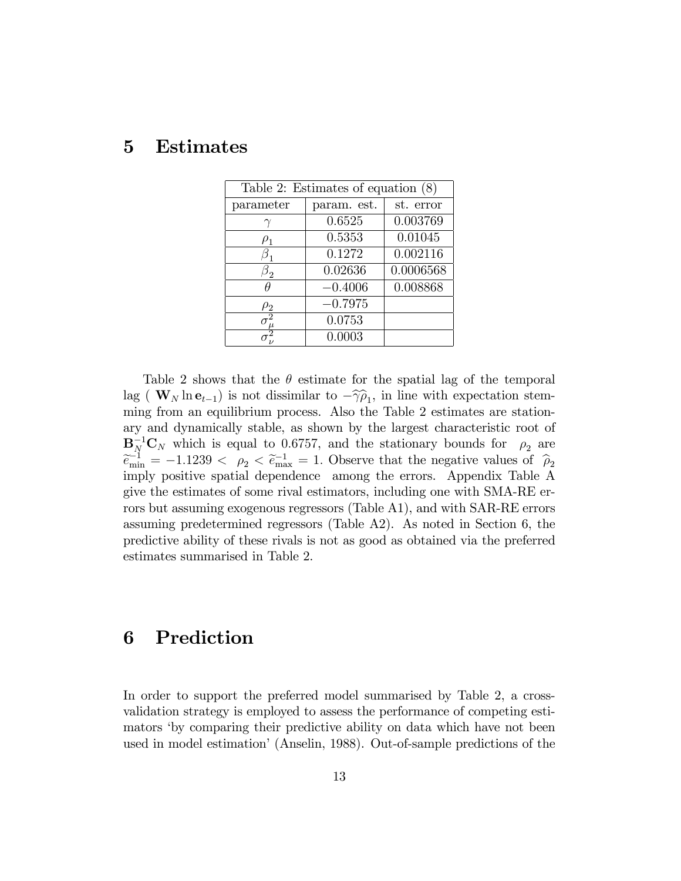# 5 Estimates

| Table 2: Estimates of equation (8) | | |
|---|---|---|
| parameter | param. est. | st. error |
| $\gamma$ | 0.6525 | 0.003769 |
| $\rho_1$ | 0.5353 | 0.01045 |
| $\beta_1$ | 0.1272 | 0.002116 |
| $\beta_2$ | 0.02636 | 0.0006568 |
| $\theta$ | $-0.4006$ | 0.008868 |
| $\rho_2$ | $-0.7975$ | |
| $\sigma_\mu^2$ | 0.0753 | |
| $\sigma_\nu^2$ | 0.0003 | |

Table 2 shows that the $\theta$ estimate for the spatial lag of the temporal lag ( $\mathbf{W}_N \ln \mathbf{e}_{t-1}$) is not dissimilar to $-\widehat{\gamma}\widehat{\rho}_1$, in line with expectation stemming from an equilibrium process. Also the Table 2 estimates are stationary and dynamically stable, as shown by the largest characteristic root of $\mathbf{B}_N^{-1}\mathbf{C}_N$ which is equal to 0.6757, and the stationary bounds for $\rho_2$ are $\widetilde{e}_{\min}^{-1} = -1.1239 < \rho_2 < \widetilde{e}_{\max}^{-1} = 1$. Observe that the negative values of $\widehat{\rho}_2$ imply positive spatial dependence among the errors. Appendix Table A give the estimates of some rival estimators, including one with SMA-RE errors but assuming exogenous regressors (Table A1), and with SAR-RE errors assuming predetermined regressors (Table A2). As noted in Section 6, the predictive ability of these rivals is not as good as obtained via the preferred estimates summarised in Table 2.

# 6 Prediction

In order to support the preferred model summarised by Table 2, a cross-validation strategy is employed to assess the performance of competing estimators 'by comparing their predictive ability on data which have not been used in model estimation' (Anselin, 1988). Out-of-sample predictions of the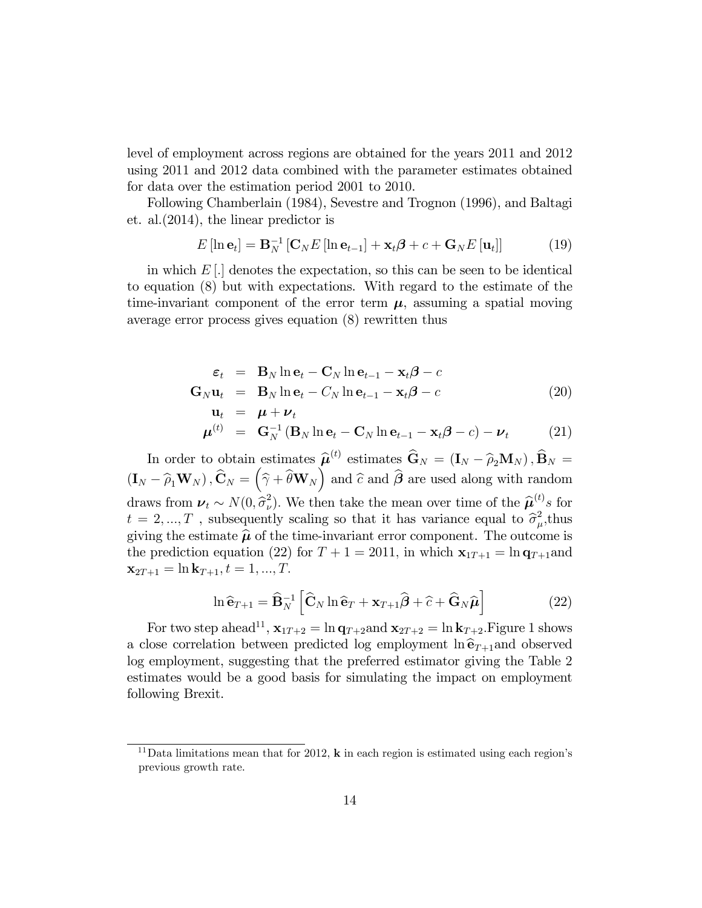level of employment across regions are obtained for the years 2011 and 2012 using 2011 and 2012 data combined with the parameter estimates obtained for data over the estimation period 2001 to 2010.

Following Chamberlain (1984), Sevestre and Trognon (1996), and Baltagi et. al.(2014), the linear predictor is

$$E[\ln \mathbf{e}_t] = \mathbf{B}_N^{-1}[\mathbf{C}_N E[\ln \mathbf{e}_{t-1}] + \mathbf{x}_t \boldsymbol{\beta} + c + \mathbf{G}_N E[\mathbf{u}_t]] \tag{19}$$

in which $E[.]$ denotes the expectation, so this can be seen to be identical to equation (8) but with expectations. With regard to the estimate of the time-invariant component of the error term $\boldsymbol{\mu}$, assuming a spatial moving average error process gives equation (8) rewritten thus

$$\begin{aligned}
\boldsymbol{\varepsilon}_t &= \mathbf{B}_N \ln \mathbf{e}_t - \mathbf{C}_N \ln \mathbf{e}_{t-1} - \mathbf{x}_t \boldsymbol{\beta} - c \\
\mathbf{G}_N \mathbf{u}_t &= \mathbf{B}_N \ln \mathbf{e}_t - C_N \ln \mathbf{e}_{t-1} - \mathbf{x}_t \boldsymbol{\beta} - c \qquad (20) \\
\mathbf{u}_t &= \boldsymbol{\mu} + \boldsymbol{\nu}_t \\
\boldsymbol{\mu}^{(t)} &= \mathbf{G}_N^{-1}(\mathbf{B}_N \ln \mathbf{e}_t - \mathbf{C}_N \ln \mathbf{e}_{t-1} - \mathbf{x}_t \boldsymbol{\beta} - c) - \boldsymbol{\nu}_t \qquad (21)
\end{aligned}$$

In order to obtain estimates $\widehat{\boldsymbol{\mu}}^{(t)}$ estimates $\widehat{\mathbf{G}}_N = (\mathbf{I}_N - \widehat{\rho}_2 \mathbf{M}_N)$, $\widehat{\mathbf{B}}_N = (\mathbf{I}_N - \widehat{\rho}_1 \mathbf{W}_N)$, $\widehat{\mathbf{C}}_N = \left(\widehat{\gamma} + \widehat{\theta} \mathbf{W}_N\right)$ and $\widehat{c}$ and $\widehat{\boldsymbol{\beta}}$ are used along with random draws from $\boldsymbol{\nu}_t \sim N(0, \widehat{\sigma}_\nu^2)$. We then take the mean over time of the $\widehat{\boldsymbol{\mu}}^{(t)}s$ for $t = 2, ..., T$ , subsequently scaling so that it has variance equal to $\widehat{\sigma}_\mu^2$,thus giving the estimate $\widehat{\boldsymbol{\mu}}$ of the time-invariant error component. The outcome is the prediction equation (22) for $T + 1 = 2011$, in which $\mathbf{x}_{1T+1} = \ln \mathbf{q}_{T+1}$and $\mathbf{x}_{2T+1} = \ln \mathbf{k}_{T+1}, t = 1, ..., T$.

$$\ln \widehat{\mathbf{e}}_{T+1} = \widehat{\mathbf{B}}_N^{-1}\left[\widehat{\mathbf{C}}_N \ln \widehat{\mathbf{e}}_T + \mathbf{x}_{T+1}\widehat{\boldsymbol{\beta}} + \widehat{c} + \widehat{\mathbf{G}}_N \widehat{\boldsymbol{\mu}}\right] \tag{22}$$

For two step ahead[11], $\mathbf{x}_{1T+2} = \ln \mathbf{q}_{T+2}$and $\mathbf{x}_{2T+2} = \ln \mathbf{k}_{T+2}$.Figure 1 shows a close correlation between predicted log employment $\ln \widehat{\mathbf{e}}_{T+1}$and observed log employment, suggesting that the preferred estimator giving the Table 2 estimates would be a good basis for simulating the impact on employment following Brexit.

[11] Data limitations mean that for 2012, $\mathbf{k}$ in each region is estimated using each region's previous growth rate.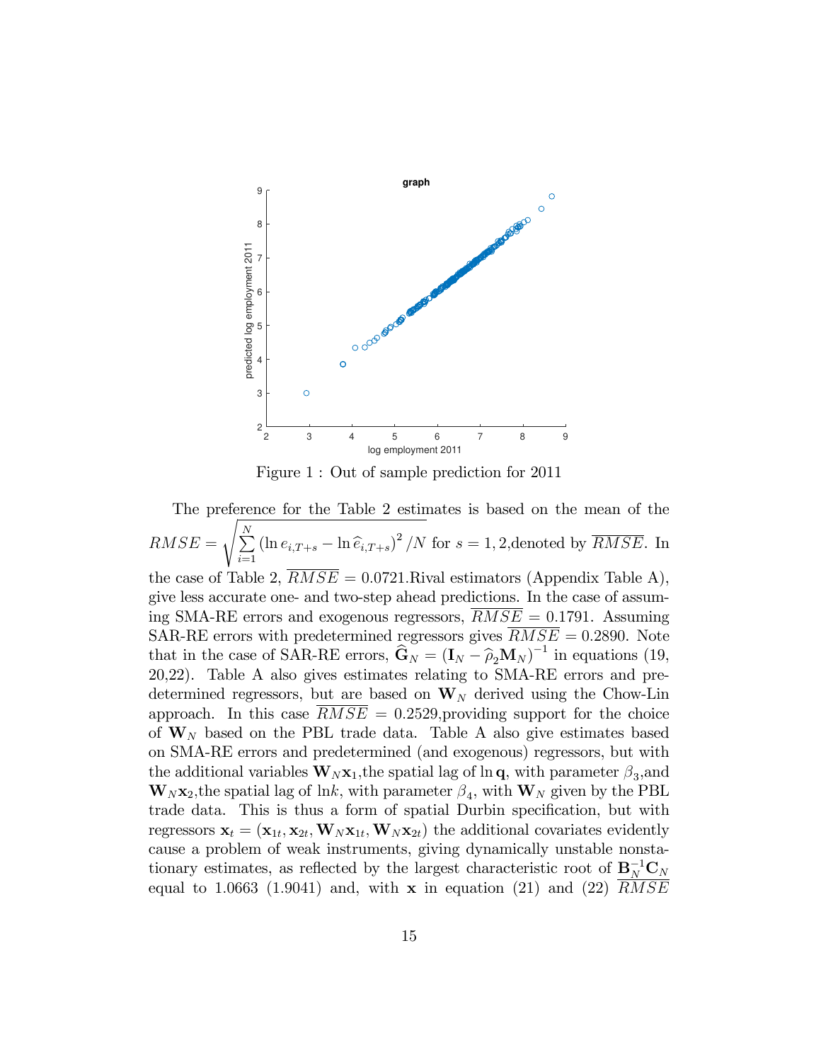Figure 1 : Out of sample prediction for 2011

The preference for the Table 2 estimates is based on the mean of the $RMSE = \sqrt{\sum_{i=1}^{N} \left(\ln e_{i,T+s} - \ln \widehat{e}_{i,T+s}\right)^2 / N}$ for $s = 1, 2$,denoted by $\overline{RMSE}$. In the case of Table 2, $\overline{RMSE} = 0.0721$.Rival estimators (Appendix Table A), give less accurate one- and two-step ahead predictions. In the case of assuming SMA-RE errors and exogenous regressors, $\overline{RMSE} = 0.1791$. Assuming SAR-RE errors with predetermined regressors gives $\overline{RMSE} = 0.2890$. Note that in the case of SAR-RE errors, $\widehat{\mathbf{G}}_N = (\mathbf{I}_N - \widehat{\rho}_2 \mathbf{M}_N)^{-1}$ in equations (19, 20,22). Table A also gives estimates relating to SMA-RE errors and predetermined regressors, but are based on $\mathbf{W}_N$ derived using the Chow-Lin approach. In this case $\overline{RMSE} = 0.2529$,providing support for the choice of $\mathbf{W}_N$ based on the PBL trade data. Table A also give estimates based on SMA-RE errors and predetermined (and exogenous) regressors, but with the additional variables $\mathbf{W}_N \mathbf{x}_1$,the spatial lag of $\ln \mathbf{q}$, with parameter $\beta_3$,and $\mathbf{W}_N \mathbf{x}_2$,the spatial lag of $\ln k$, with parameter $\beta_4$, with $\mathbf{W}_N$ given by the PBL trade data. This is thus a form of spatial Durbin specification, but with regressors $\mathbf{x}_t = (\mathbf{x}_{1t}, \mathbf{x}_{2t}, \mathbf{W}_N \mathbf{x}_{1t}, \mathbf{W}_N \mathbf{x}_{2t})$ the additional covariates evidently cause a problem of weak instruments, giving dynamically unstable nonstationary estimates, as reflected by the largest characteristic root of $\mathbf{B}_N^{-1} \mathbf{C}_N$ equal to 1.0663 (1.9041) and, with $\mathbf{x}$ in equation (21) and (22) $\overline{RMSE}$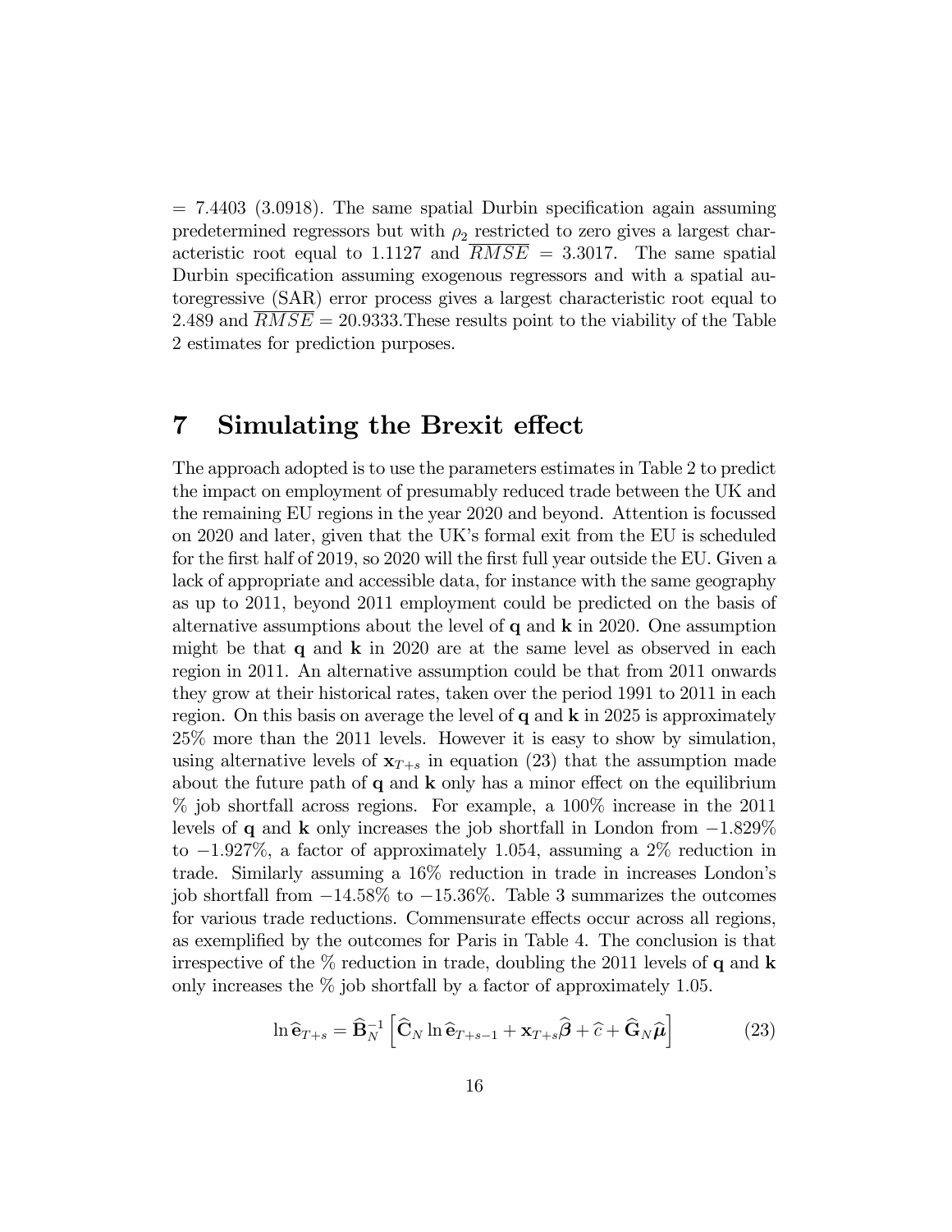= 7.4403 (3.0918). The same spatial Durbin specification again assuming predetermined regressors but with $\rho_2$ restricted to zero gives a largest characteristic root equal to 1.1127 and $\overline{RMSE} = 3.3017$. The same spatial Durbin specification assuming exogenous regressors and with a spatial autoregressive (SAR) error process gives a largest characteristic root equal to 2.489 and $\overline{RMSE} = 20.9333$.These results point to the viability of the Table 2 estimates for prediction purposes.

# 7 Simulating the Brexit effect

The approach adopted is to use the parameters estimates in Table 2 to predict the impact on employment of presumably reduced trade between the UK and the remaining EU regions in the year 2020 and beyond. Attention is focussed on 2020 and later, given that the UK's formal exit from the EU is scheduled for the first half of 2019, so 2020 will the first full year outside the EU. Given a lack of appropriate and accessible data, for instance with the same geography as up to 2011, beyond 2011 employment could be predicted on the basis of alternative assumptions about the level of $\mathbf{q}$ and $\mathbf{k}$ in 2020. One assumption might be that $\mathbf{q}$ and $\mathbf{k}$ in 2020 are at the same level as observed in each region in 2011. An alternative assumption could be that from 2011 onwards they grow at their historical rates, taken over the period 1991 to 2011 in each region. On this basis on average the level of $\mathbf{q}$ and $\mathbf{k}$ in 2025 is approximately 25% more than the 2011 levels. However it is easy to show by simulation, using alternative levels of $\mathbf{x}_{T+s}$ in equation (23) that the assumption made about the future path of $\mathbf{q}$ and $\mathbf{k}$ only has a minor effect on the equilibrium % job shortfall across regions. For example, a 100% increase in the 2011 levels of $\mathbf{q}$ and $\mathbf{k}$ only increases the job shortfall in London from $-1.829\%$ to $-1.927\%$, a factor of approximately 1.054, assuming a 2% reduction in trade. Similarly assuming a 16% reduction in trade in increases London's job shortfall from $-14.58\%$ to $-15.36\%$. Table 3 summarizes the outcomes for various trade reductions. Commensurate effects occur across all regions, as exemplified by the outcomes for Paris in Table 4. The conclusion is that irrespective of the % reduction in trade, doubling the 2011 levels of $\mathbf{q}$ and $\mathbf{k}$ only increases the % job shortfall by a factor of approximately 1.05.

$$\ln \widehat{\mathbf{e}}_{T+s} = \widehat{\mathbf{B}}_N^{-1} \left[ \widehat{\mathbf{C}}_N \ln \widehat{\mathbf{e}}_{T+s-1} + \mathbf{x}_{T+s} \widehat{\boldsymbol{\beta}} + \widehat{c} + \widehat{\mathbf{G}}_N \widehat{\boldsymbol{\mu}} \right] \tag{23}$$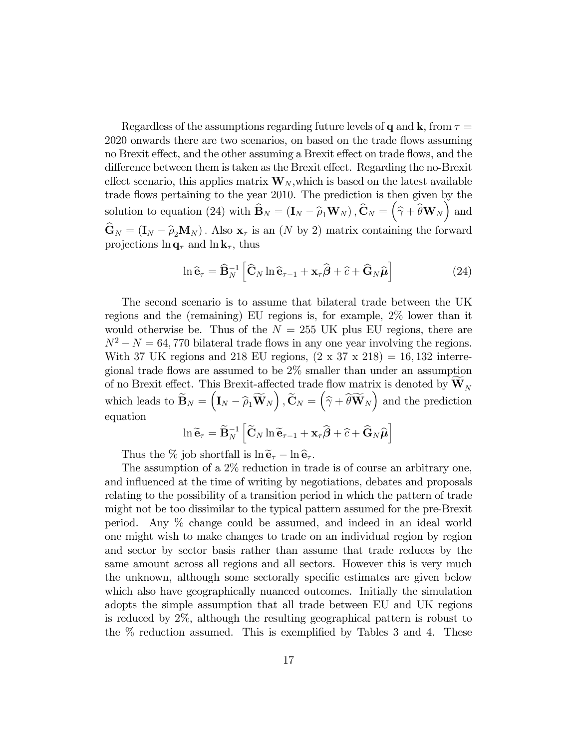Regardless of the assumptions regarding future levels of $\mathbf{q}$ and $\mathbf{k}$, from $\tau = 2020$ onwards there are two scenarios, on based on the trade flows assuming no Brexit effect, and the other assuming a Brexit effect on trade flows, and the difference between them is taken as the Brexit effect. Regarding the no-Brexit effect scenario, this applies matrix $\mathbf{W}_N$,which is based on the latest available trade flows pertaining to the year 2010. The prediction is then given by the solution to equation (24) with $\widehat{\mathbf{B}}_N = (\mathbf{I}_N - \widehat{\rho}_1 \mathbf{W}_N)$, $\widehat{\mathbf{C}}_N = \left(\widehat{\gamma} + \widehat{\theta}\mathbf{W}_N\right)$ and $\widehat{\mathbf{G}}_N = (\mathbf{I}_N - \widehat{\rho}_2 \mathbf{M}_N)$. Also $\mathbf{x}_\tau$ is an ($N$ by 2) matrix containing the forward projections $\ln \mathbf{q}_\tau$ and $\ln \mathbf{k}_\tau$, thus

$$\ln \widehat{\mathbf{e}}_\tau = \widehat{\mathbf{B}}_N^{-1} \left[ \widehat{\mathbf{C}}_N \ln \widehat{\mathbf{e}}_{\tau-1} + \mathbf{x}_\tau \widehat{\boldsymbol{\beta}} + \widehat{c} + \widehat{\mathbf{G}}_N \widehat{\boldsymbol{\mu}} \right] \tag{24}$$

The second scenario is to assume that bilateral trade between the UK regions and the (remaining) EU regions is, for example, 2% lower than it would otherwise be. Thus of the $N = 255$ UK plus EU regions, there are $N^2 - N = 64,770$ bilateral trade flows in any one year involving the regions. With 37 UK regions and 218 EU regions, (2 x 37 x 218) $= 16,132$ interregional trade flows are assumed to be 2% smaller than under an assumption of no Brexit effect. This Brexit-affected trade flow matrix is denoted by $\widetilde{\mathbf{W}}_N$ which leads to $\widetilde{\mathbf{B}}_N = \left(\mathbf{I}_N - \widehat{\rho}_1 \widetilde{\mathbf{W}}_N\right)$, $\widetilde{\mathbf{C}}_N = \left(\widehat{\gamma} + \widehat{\theta}\widetilde{\mathbf{W}}_N\right)$ and the prediction equation

$$\ln \widetilde{\mathbf{e}}_\tau = \widetilde{\mathbf{B}}_N^{-1} \left[ \widetilde{\mathbf{C}}_N \ln \widetilde{\mathbf{e}}_{\tau-1} + \mathbf{x}_\tau \widehat{\boldsymbol{\beta}} + \widehat{c} + \widehat{\mathbf{G}}_N \widehat{\boldsymbol{\mu}} \right]$$

Thus the % job shortfall is $\ln \widetilde{\mathbf{e}}_\tau - \ln \widehat{\mathbf{e}}_\tau$.

The assumption of a 2% reduction in trade is of course an arbitrary one, and influenced at the time of writing by negotiations, debates and proposals relating to the possibility of a transition period in which the pattern of trade might not be too dissimilar to the typical pattern assumed for the pre-Brexit period. Any % change could be assumed, and indeed in an ideal world one might wish to make changes to trade on an individual region by region and sector by sector basis rather than assume that trade reduces by the same amount across all regions and all sectors. However this is very much the unknown, although some sectorally specific estimates are given below which also have geographically nuanced outcomes. Initially the simulation adopts the simple assumption that all trade between EU and UK regions is reduced by 2%, although the resulting geographical pattern is robust to the % reduction assumed. This is exemplified by Tables 3 and 4. These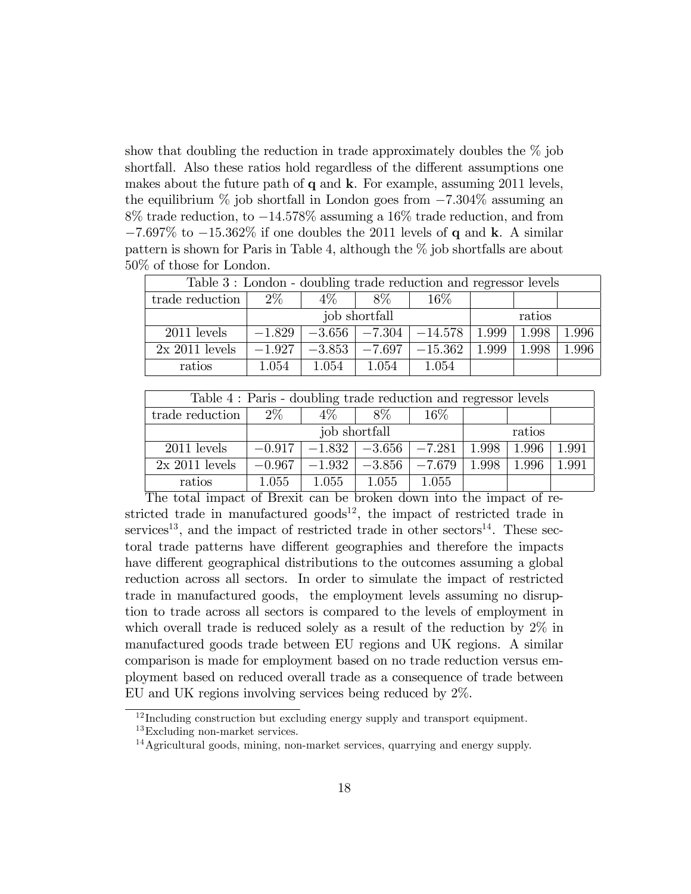show that doubling the reduction in trade approximately doubles the % job shortfall. Also these ratios hold regardless of the different assumptions one makes about the future path of **q** and **k**. For example, assuming 2011 levels, the equilibrium % job shortfall in London goes from $-7.304\%$ assuming an 8% trade reduction, to $-14.578\%$ assuming a 16% trade reduction, and from $-7.697\%$ to $-15.362\%$ if one doubles the 2011 levels of **q** and **k**. A similar pattern is shown for Paris in Table 4, although the % job shortfalls are about 50% of those for London.

| Table 3 : London - doubling trade reduction and regressor levels | | | | | | | |
|---|---|---|---|---|---|---|---|
| trade reduction | 2% | 4% | 8% | 16% | | | |
| | job shortfall | | | | ratios | | |
| 2011 levels | $-1.829$ | $-3.656$ | $-7.304$ | $-14.578$ | 1.999 | 1.998 | 1.996 |
| 2x 2011 levels | $-1.927$ | $-3.853$ | $-7.697$ | $-15.362$ | 1.999 | 1.998 | 1.996 |
| ratios | 1.054 | 1.054 | 1.054 | 1.054 | | | |

| Table 4 : Paris - doubling trade reduction and regressor levels | | | | | | | |
|---|---|---|---|---|---|---|---|
| trade reduction | 2% | 4% | 8% | 16% | | | |
| | job shortfall | | | | ratios | | |
| 2011 levels | $-0.917$ | $-1.832$ | $-3.656$ | $-7.281$ | 1.998 | 1.996 | 1.991 |
| 2x 2011 levels | $-0.967$ | $-1.932$ | $-3.856$ | $-7.679$ | 1.998 | 1.996 | 1.991 |
| ratios | 1.055 | 1.055 | 1.055 | 1.055 | | | |

The total impact of Brexit can be broken down into the impact of restricted trade in manufactured goods[12], the impact of restricted trade in services[13], and the impact of restricted trade in other sectors[14]. These sectoral trade patterns have different geographies and therefore the impacts have different geographical distributions to the outcomes assuming a global reduction across all sectors. In order to simulate the impact of restricted trade in manufactured goods, the employment levels assuming no disruption to trade across all sectors is compared to the levels of employment in which overall trade is reduced solely as a result of the reduction by 2% in manufactured goods trade between EU regions and UK regions. A similar comparison is made for employment based on no trade reduction versus employment based on reduced overall trade as a consequence of trade between EU and UK regions involving services being reduced by 2%.

[12] Including construction but excluding energy supply and transport equipment.

[13] Excluding non-market services.

[14] Agricultural goods, mining, non-market services, quarrying and energy supply.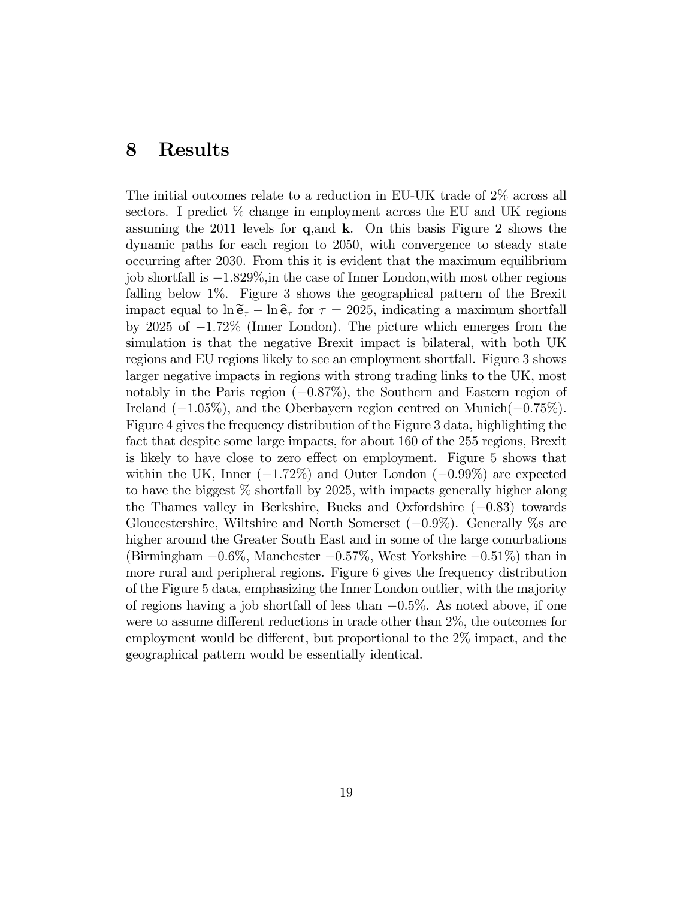# 8 Results

The initial outcomes relate to a reduction in EU-UK trade of 2% across all sectors. I predict % change in employment across the EU and UK regions assuming the 2011 levels for $\mathbf{q}$,and $\mathbf{k}$. On this basis Figure 2 shows the dynamic paths for each region to 2050, with convergence to steady state occurring after 2030. From this it is evident that the maximum equilibrium job shortfall is $-1.829\%$,in the case of Inner London,with most other regions falling below 1%. Figure 3 shows the geographical pattern of the Brexit impact equal to $\ln \widetilde{\mathbf{e}}_\tau - \ln \widehat{\mathbf{e}}_\tau$ for $\tau = 2025$, indicating a maximum shortfall by 2025 of $-1.72\%$ (Inner London). The picture which emerges from the simulation is that the negative Brexit impact is bilateral, with both UK regions and EU regions likely to see an employment shortfall. Figure 3 shows larger negative impacts in regions with strong trading links to the UK, most notably in the Paris region ($-0.87\%$), the Southern and Eastern region of Ireland ($-1.05\%$), and the Oberbayern region centred on Munich($-0.75\%$). Figure 4 gives the frequency distribution of the Figure 3 data, highlighting the fact that despite some large impacts, for about 160 of the 255 regions, Brexit is likely to have close to zero effect on employment. Figure 5 shows that within the UK, Inner ($-1.72\%$) and Outer London ($-0.99\%$) are expected to have the biggest % shortfall by 2025, with impacts generally higher along the Thames valley in Berkshire, Bucks and Oxfordshire ($-0.83$) towards Gloucestershire, Wiltshire and North Somerset ($-0.9\%$). Generally %s are higher around the Greater South East and in some of the large conurbations (Birmingham $-0.6\%$, Manchester $-0.57\%$, West Yorkshire $-0.51\%$) than in more rural and peripheral regions. Figure 6 gives the frequency distribution of the Figure 5 data, emphasizing the Inner London outlier, with the majority of regions having a job shortfall of less than $-0.5\%$. As noted above, if one were to assume different reductions in trade other than 2%, the outcomes for employment would be different, but proportional to the 2% impact, and the geographical pattern would be essentially identical.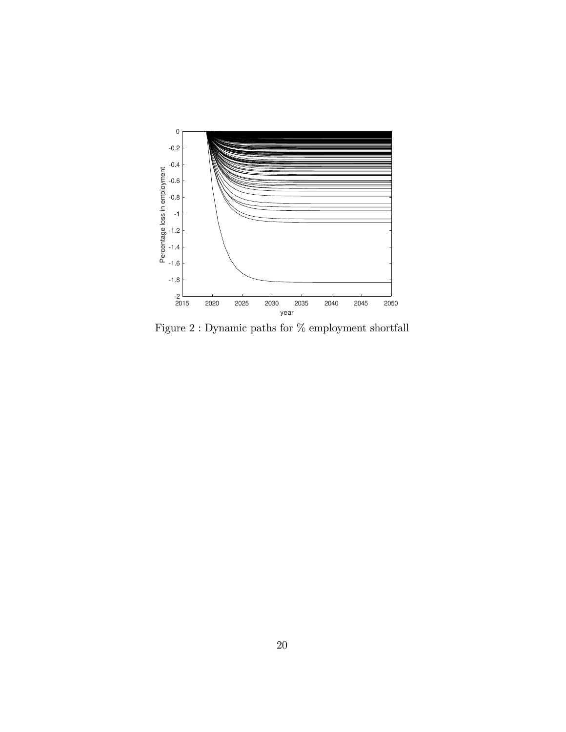Figure 2 : Dynamic paths for % employment shortfall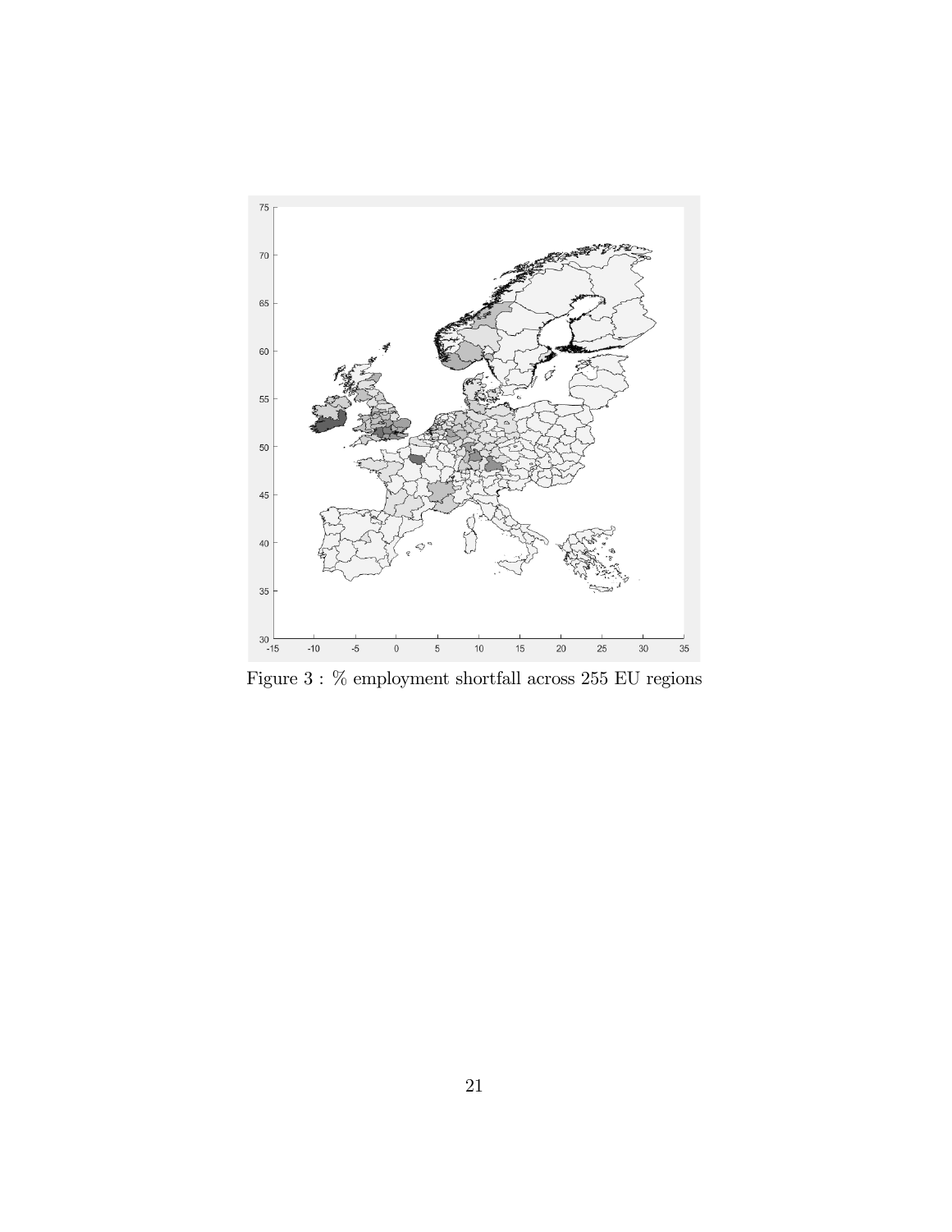Figure 3 : % employment shortfall across 255 EU regions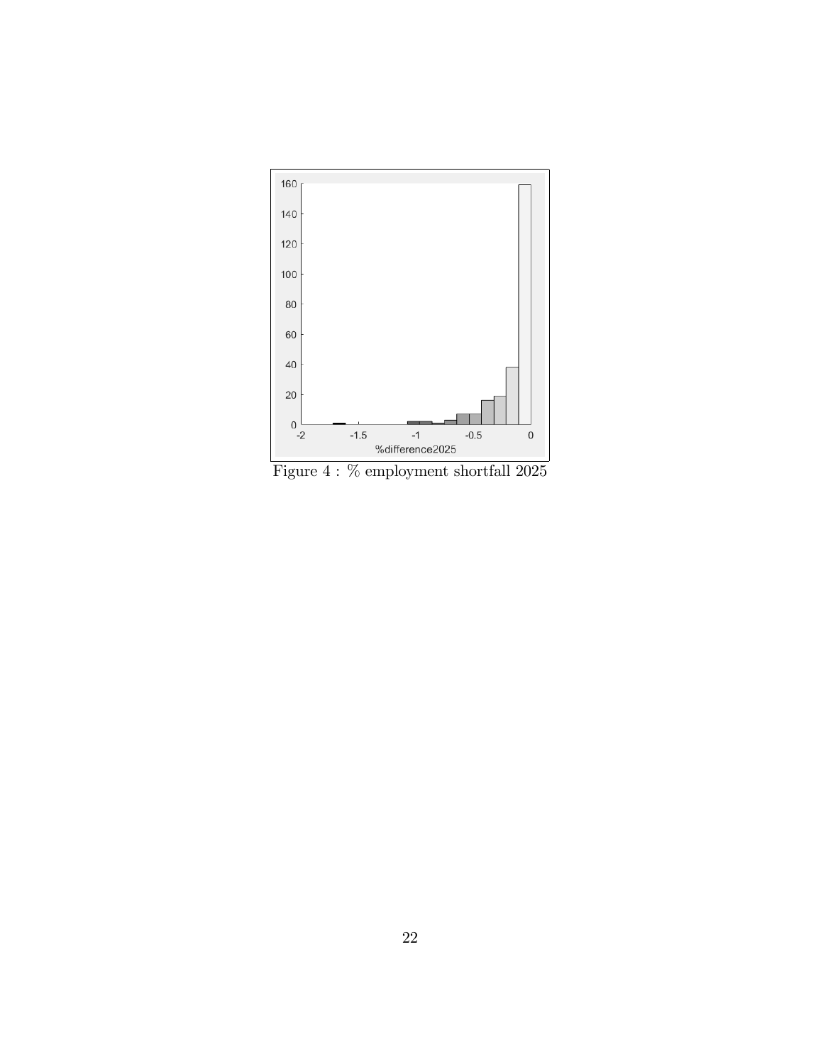Figure 4 : % employment shortfall 2025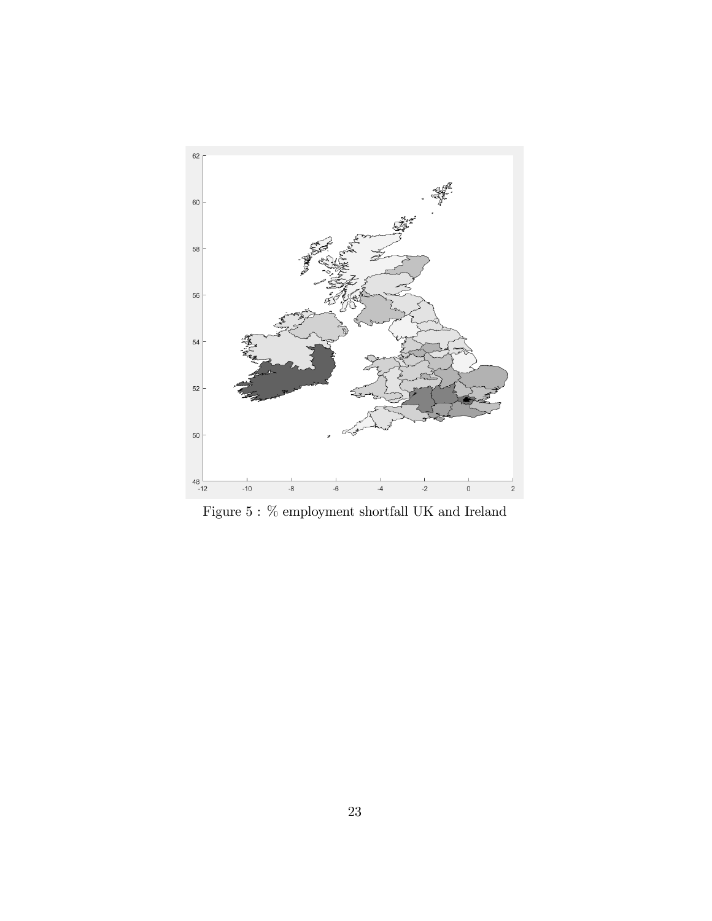Figure 5 : % employment shortfall UK and Ireland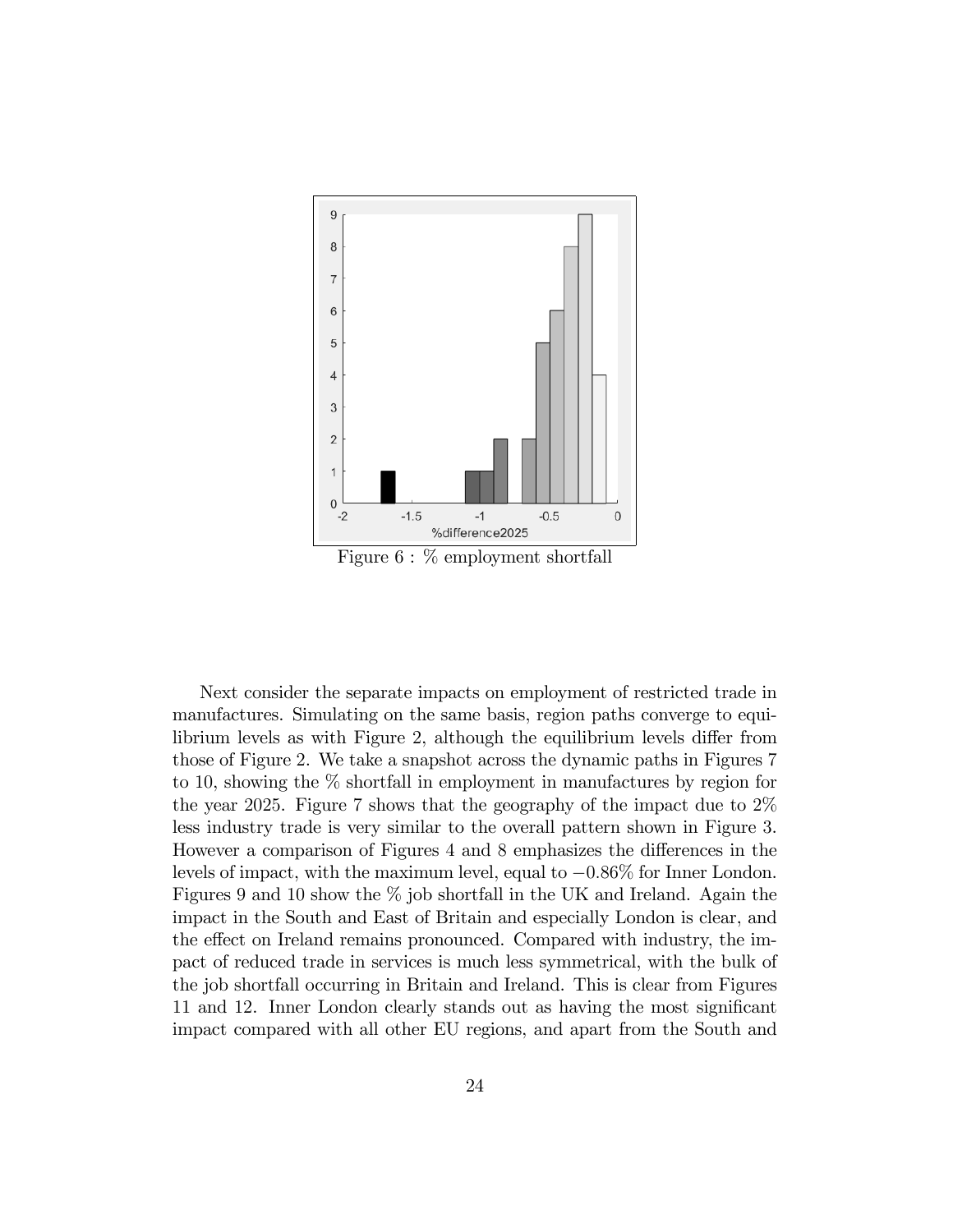Figure 6 : % employment shortfall

Next consider the separate impacts on employment of restricted trade in manufactures. Simulating on the same basis, region paths converge to equilibrium levels as with Figure 2, although the equilibrium levels differ from those of Figure 2. We take a snapshot across the dynamic paths in Figures 7 to 10, showing the % shortfall in employment in manufactures by region for the year 2025. Figure 7 shows that the geography of the impact due to 2% less industry trade is very similar to the overall pattern shown in Figure 3. However a comparison of Figures 4 and 8 emphasizes the differences in the levels of impact, with the maximum level, equal to $-0.86\%$ for Inner London. Figures 9 and 10 show the % job shortfall in the UK and Ireland. Again the impact in the South and East of Britain and especially London is clear, and the effect on Ireland remains pronounced. Compared with industry, the impact of reduced trade in services is much less symmetrical, with the bulk of the job shortfall occurring in Britain and Ireland. This is clear from Figures 11 and 12. Inner London clearly stands out as having the most significant impact compared with all other EU regions, and apart from the South and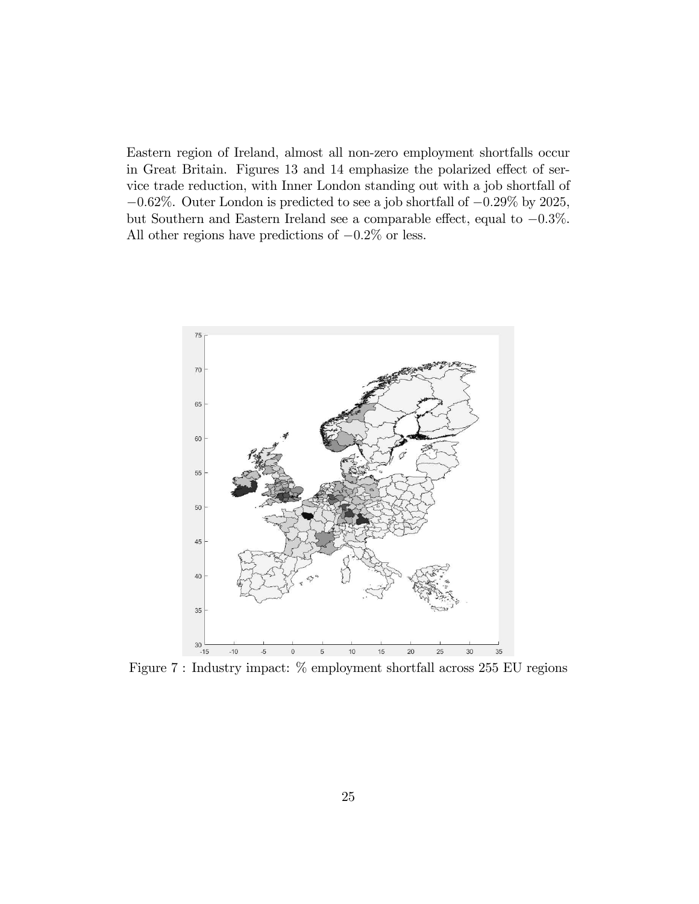Eastern region of Ireland, almost all non-zero employment shortfalls occur in Great Britain. Figures 13 and 14 emphasize the polarized effect of service trade reduction, with Inner London standing out with a job shortfall of $-0.62\%$. Outer London is predicted to see a job shortfall of $-0.29\%$ by 2025, but Southern and Eastern Ireland see a comparable effect, equal to $-0.3\%$. All other regions have predictions of $-0.2\%$ or less.

Figure 7 : Industry impact: % employment shortfall across 255 EU regions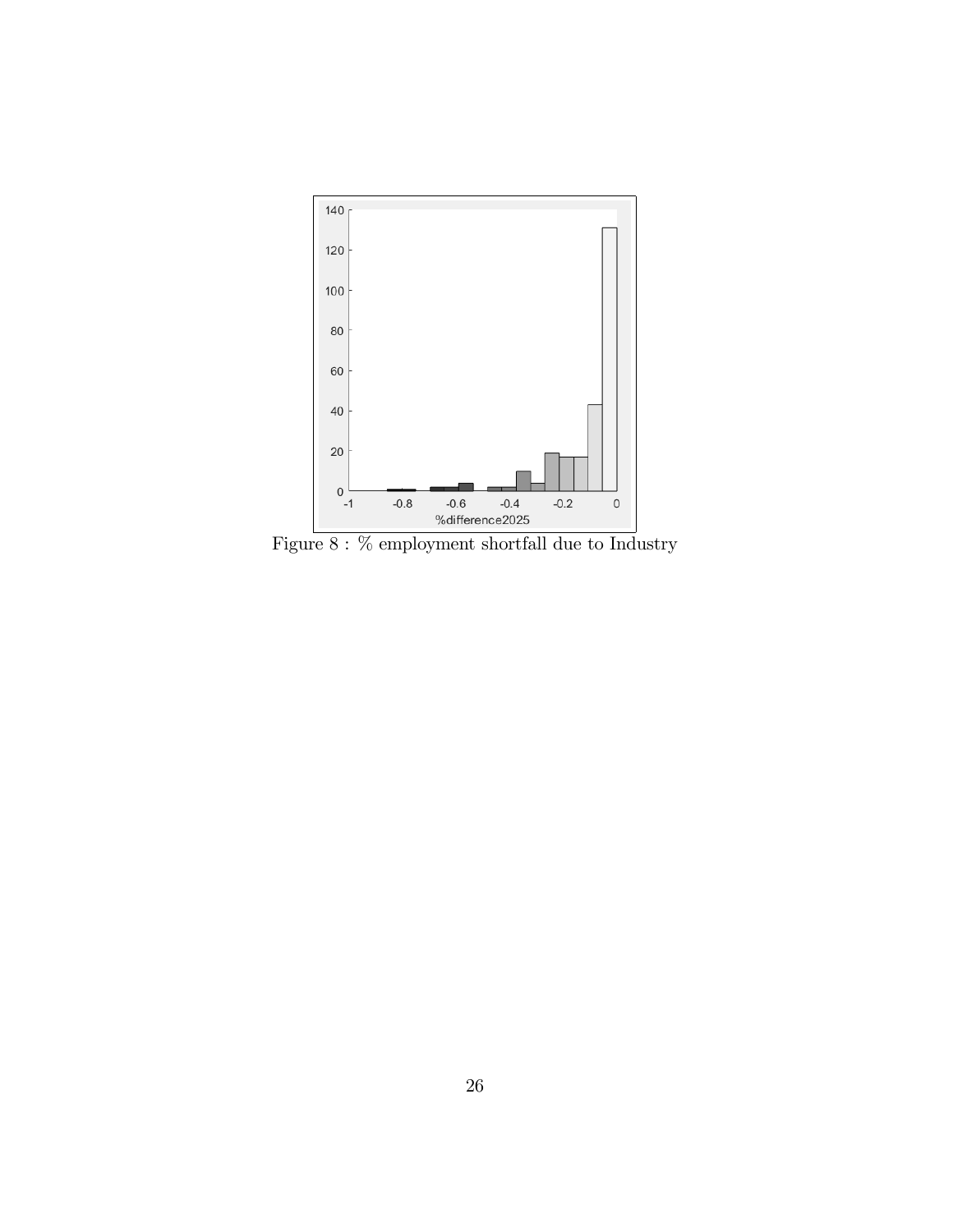Figure 8 : % employment shortfall due to Industry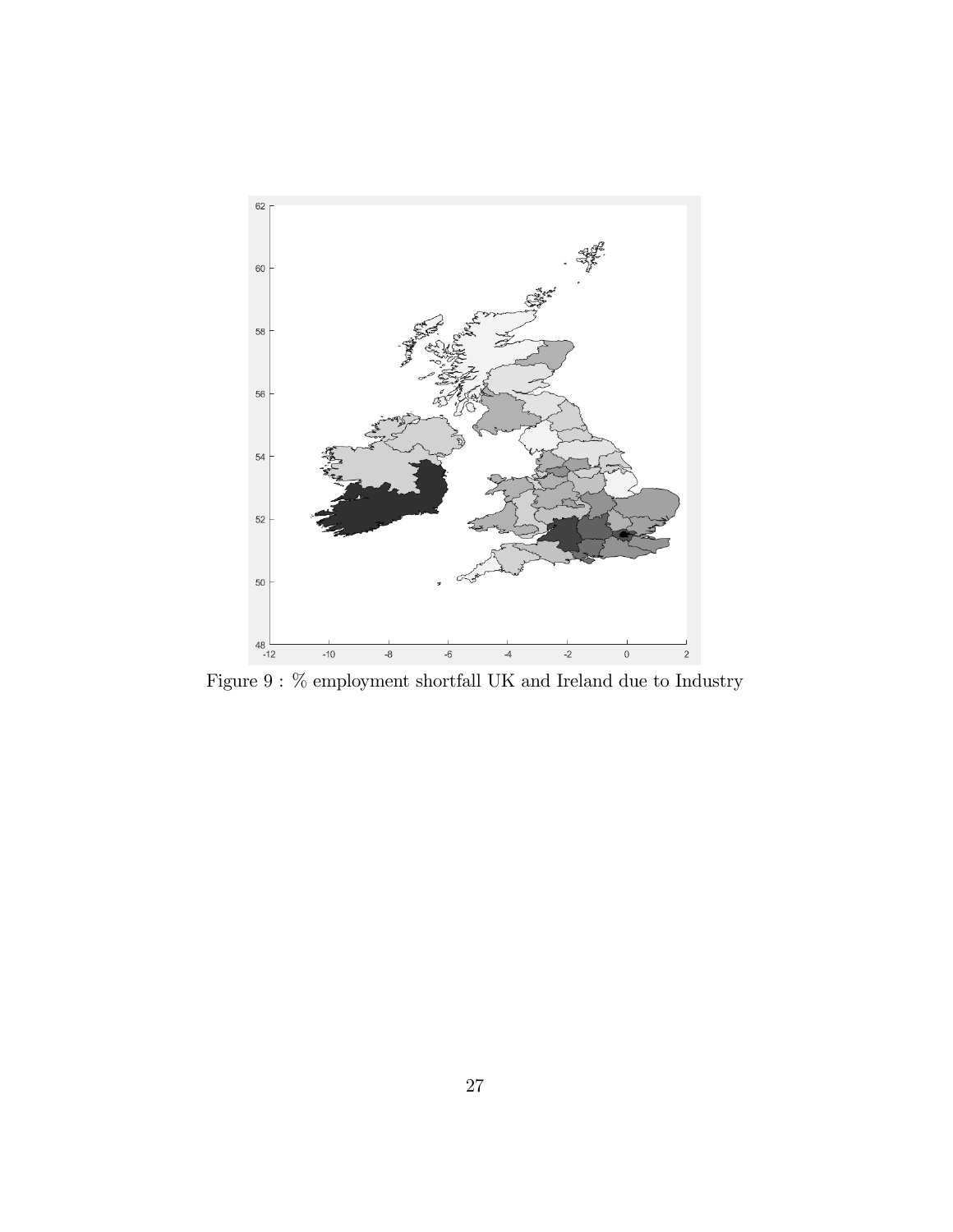Figure 9 : % employment shortfall UK and Ireland due to Industry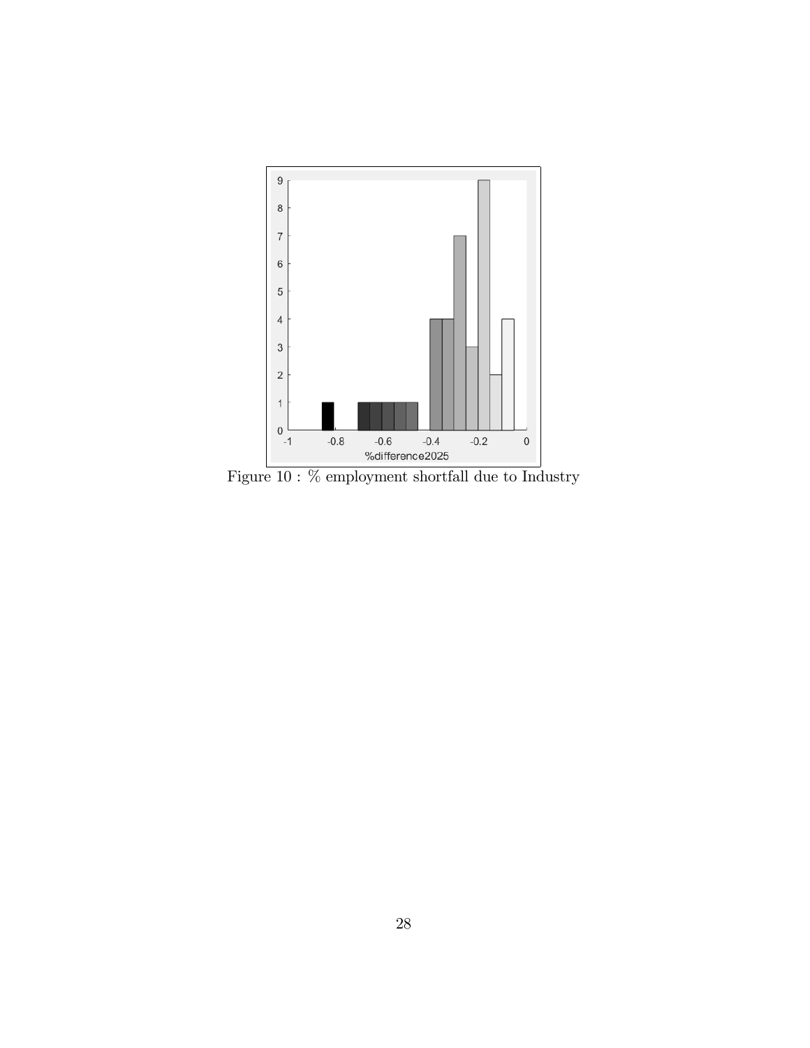Figure 10 : % employment shortfall due to Industry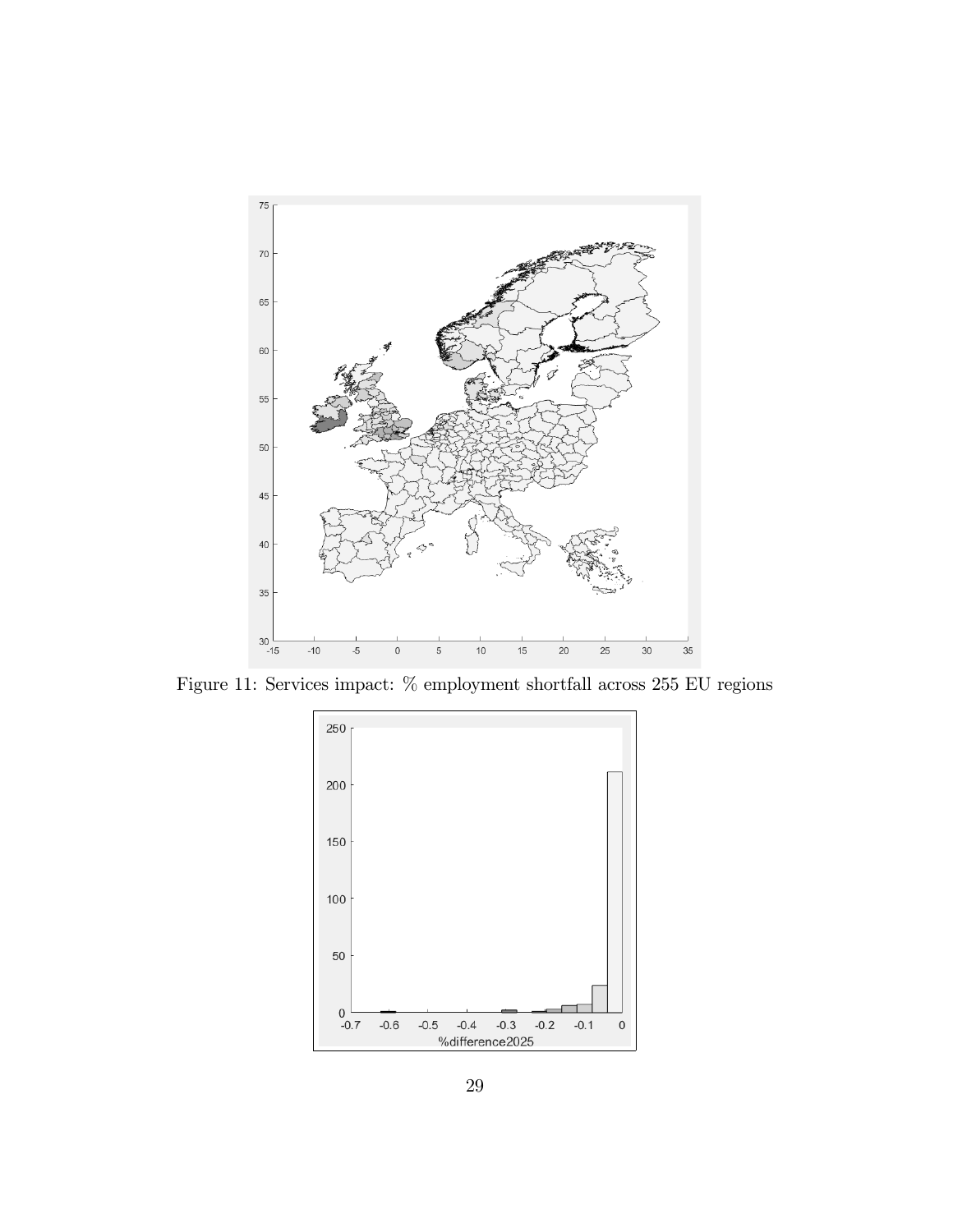Figure 11: Services impact: % employment shortfall across 255 EU regions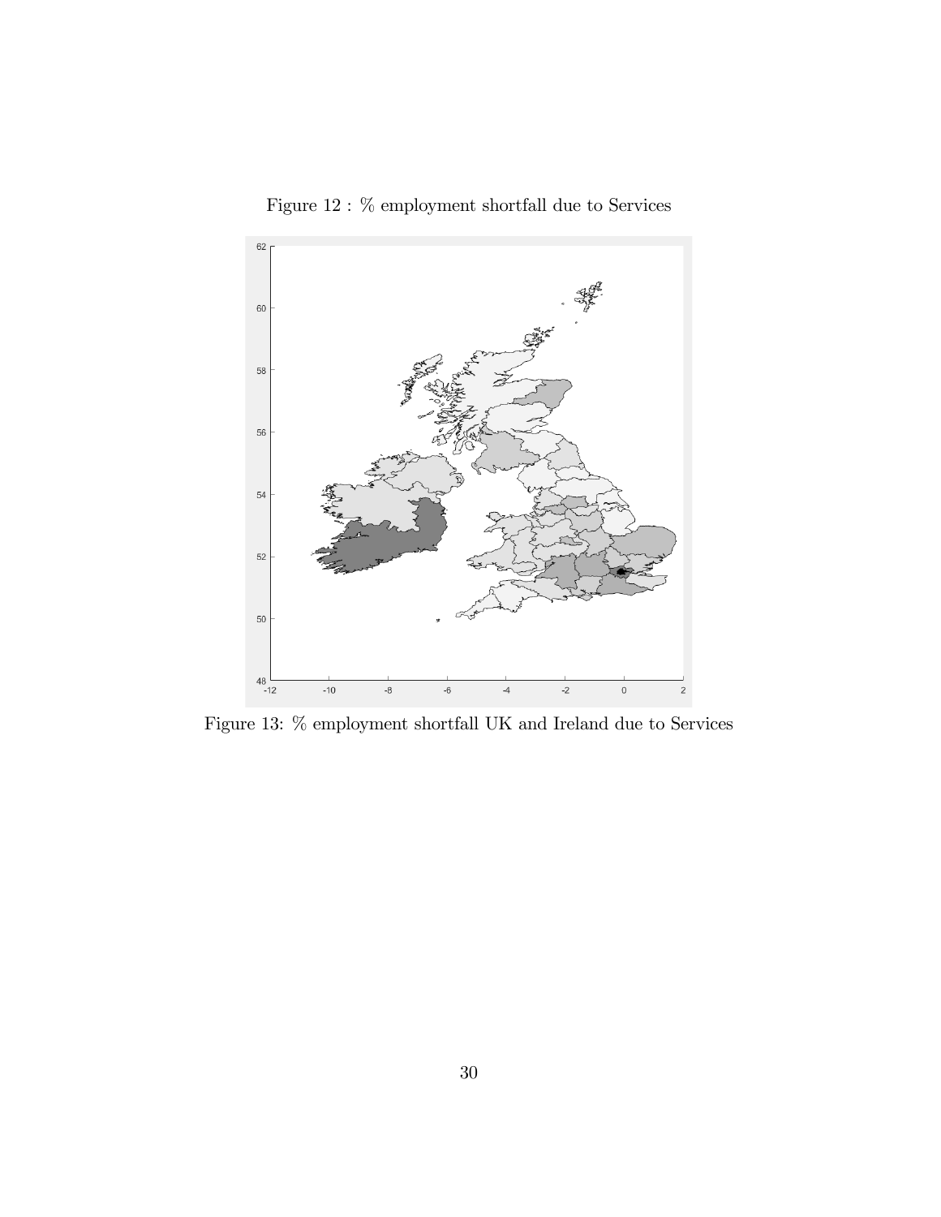Figure 12 : % employment shortfall due to Services

Figure 13: % employment shortfall UK and Ireland due to Services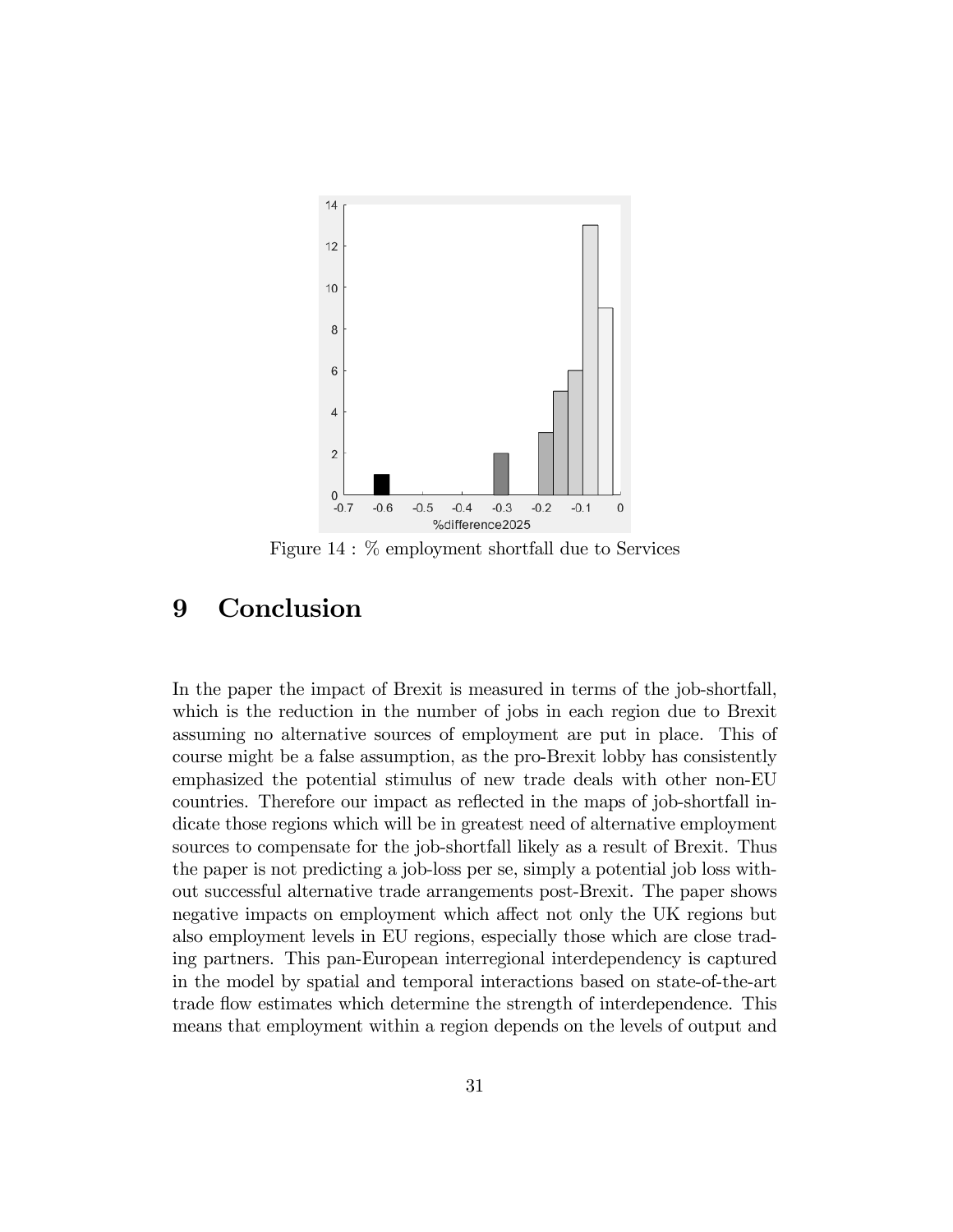Figure 14 : % employment shortfall due to Services

# 9 Conclusion

In the paper the impact of Brexit is measured in terms of the job-shortfall, which is the reduction in the number of jobs in each region due to Brexit assuming no alternative sources of employment are put in place. This of course might be a false assumption, as the pro-Brexit lobby has consistently emphasized the potential stimulus of new trade deals with other non-EU countries. Therefore our impact as reflected in the maps of job-shortfall indicate those regions which will be in greatest need of alternative employment sources to compensate for the job-shortfall likely as a result of Brexit. Thus the paper is not predicting a job-loss per se, simply a potential job loss without successful alternative trade arrangements post-Brexit. The paper shows negative impacts on employment which affect not only the UK regions but also employment levels in EU regions, especially those which are close trading partners. This pan-European interregional interdependency is captured in the model by spatial and temporal interactions based on state-of-the-art trade flow estimates which determine the strength of interdependence. This means that employment within a region depends on the levels of output and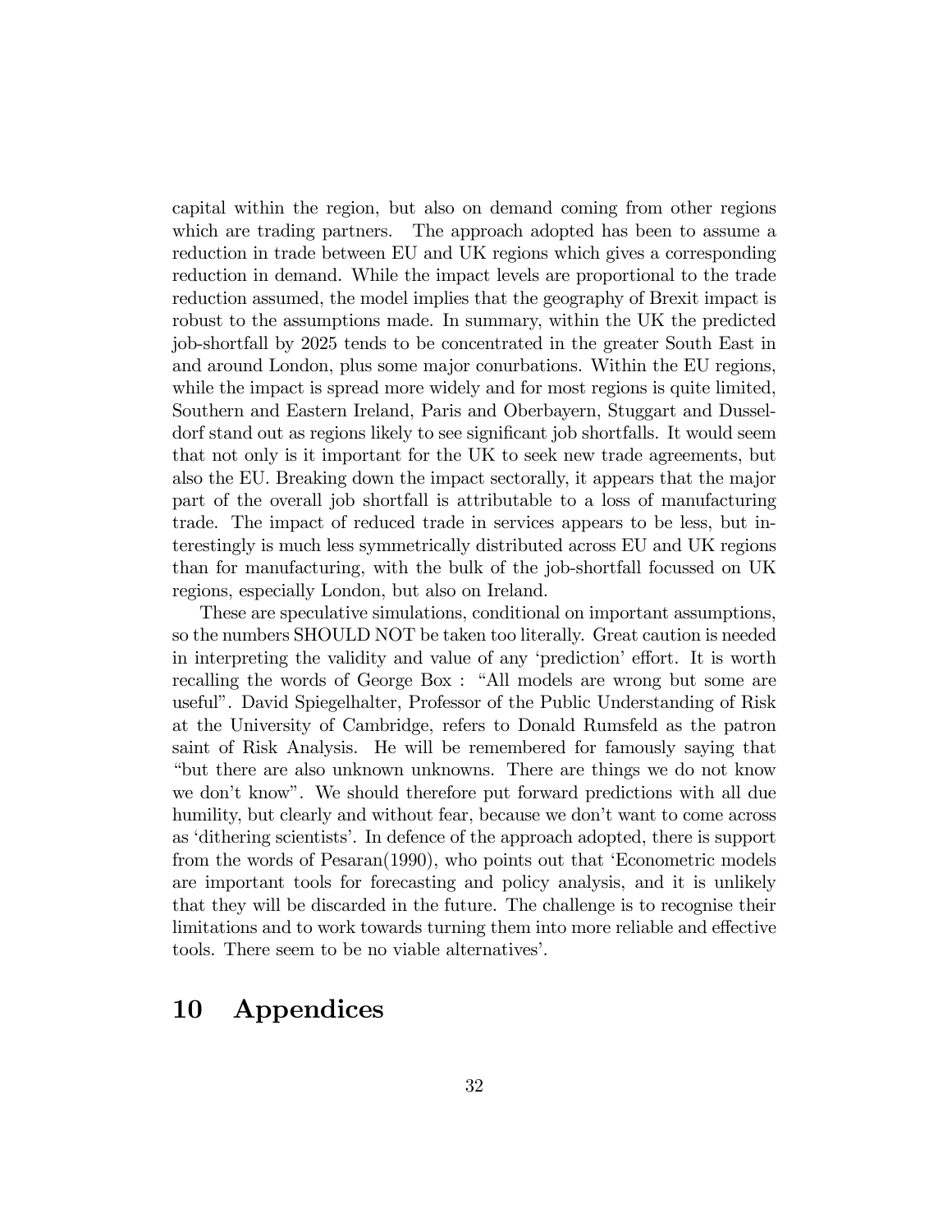capital within the region, but also on demand coming from other regions which are trading partners. The approach adopted has been to assume a reduction in trade between EU and UK regions which gives a corresponding reduction in demand. While the impact levels are proportional to the trade reduction assumed, the model implies that the geography of Brexit impact is robust to the assumptions made. In summary, within the UK the predicted job-shortfall by 2025 tends to be concentrated in the greater South East in and around London, plus some major conurbations. Within the EU regions, while the impact is spread more widely and for most regions is quite limited, Southern and Eastern Ireland, Paris and Oberbayern, Stuggart and Dusseldorf stand out as regions likely to see significant job shortfalls. It would seem that not only is it important for the UK to seek new trade agreements, but also the EU. Breaking down the impact sectorally, it appears that the major part of the overall job shortfall is attributable to a loss of manufacturing trade. The impact of reduced trade in services appears to be less, but interestingly is much less symmetrically distributed across EU and UK regions than for manufacturing, with the bulk of the job-shortfall focussed on UK regions, especially London, but also on Ireland.

These are speculative simulations, conditional on important assumptions, so the numbers SHOULD NOT be taken too literally. Great caution is needed in interpreting the validity and value of any 'prediction' effort. It is worth recalling the words of George Box : "All models are wrong but some are useful". David Spiegelhalter, Professor of the Public Understanding of Risk at the University of Cambridge, refers to Donald Rumsfeld as the patron saint of Risk Analysis. He will be remembered for famously saying that "but there are also unknown unknowns. There are things we do not know we don't know". We should therefore put forward predictions with all due humility, but clearly and without fear, because we don't want to come across as 'dithering scientists'. In defence of the approach adopted, there is support from the words of Pesaran(1990), who points out that 'Econometric models are important tools for forecasting and policy analysis, and it is unlikely that they will be discarded in the future. The challenge is to recognise their limitations and to work towards turning them into more reliable and effective tools. There seem to be no viable alternatives'.

# 10 Appendices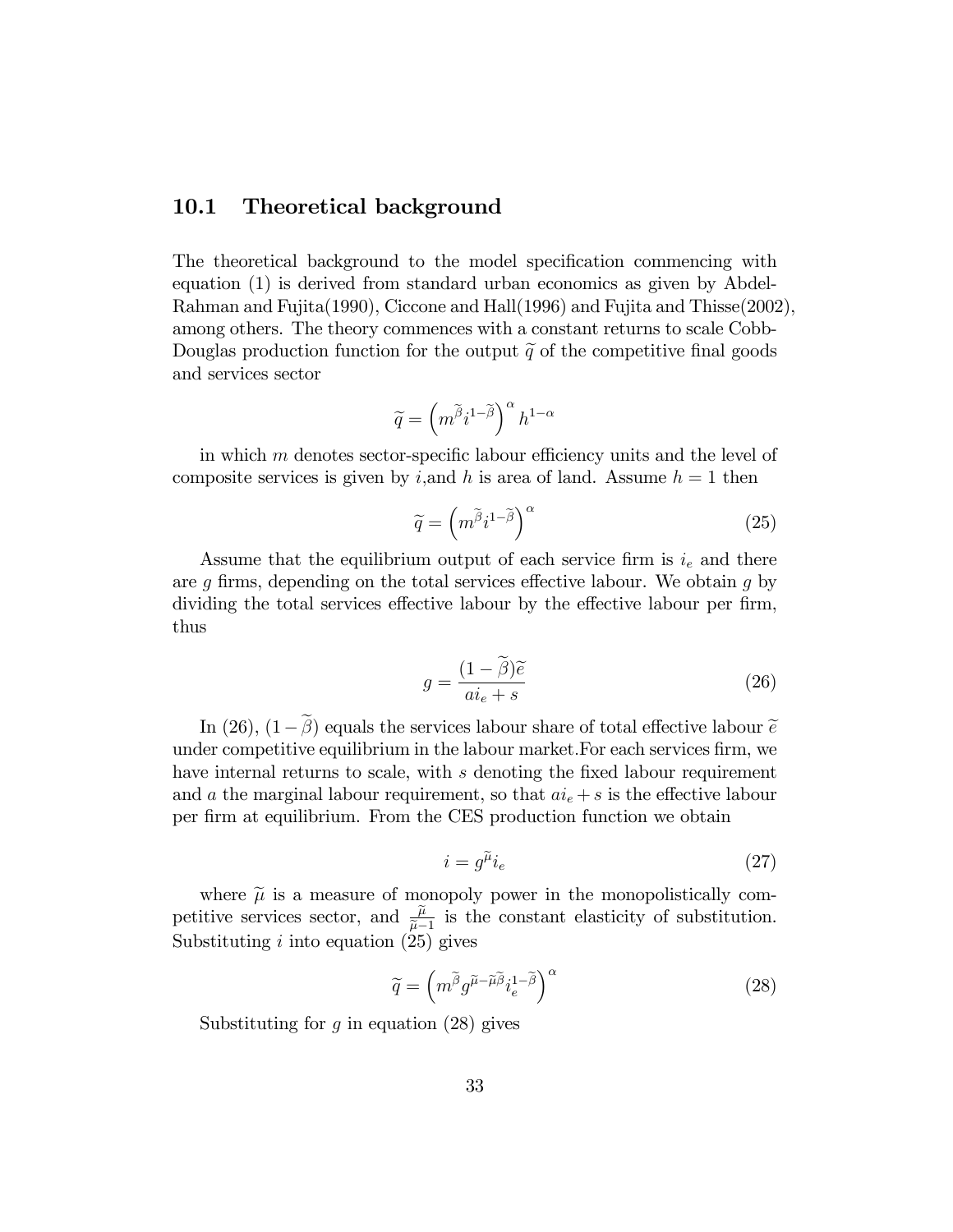## 10.1 Theoretical background

The theoretical background to the model specification commencing with equation (1) is derived from standard urban economics as given by Abdel-Rahman and Fujita(1990), Ciccone and Hall(1996) and Fujita and Thisse(2002), among others. The theory commences with a constant returns to scale Cobb-Douglas production function for the output $\widetilde{q}$ of the competitive final goods and services sector

$$\widetilde{q} = \left(m^{\widetilde{\beta}} i^{1-\widetilde{\beta}}\right)^{\alpha} h^{1-\alpha}$$

in which $m$ denotes sector-specific labour efficiency units and the level of composite services is given by $i$,and $h$ is area of land. Assume $h = 1$ then

$$\widetilde{q} = \left(m^{\widetilde{\beta}} i^{1-\widetilde{\beta}}\right)^{\alpha} \tag{25}$$

Assume that the equilibrium output of each service firm is $i_e$ and there are $g$ firms, depending on the total services effective labour. We obtain $g$ by dividing the total services effective labour by the effective labour per firm, thus

$$g = \frac{(1-\widetilde{\beta})\widetilde{e}}{ai_e + s} \tag{26}$$

In (26), $(1-\widetilde{\beta})$ equals the services labour share of total effective labour $\widetilde{e}$ under competitive equilibrium in the labour market.For each services firm, we have internal returns to scale, with $s$ denoting the fixed labour requirement and $a$ the marginal labour requirement, so that $ai_e + s$ is the effective labour per firm at equilibrium. From the CES production function we obtain

$$i = g^{\widetilde{\mu}} i_e \tag{27}$$

where $\widetilde{\mu}$ is a measure of monopoly power in the monopolistically competitive services sector, and $\frac{\widetilde{\mu}}{\widetilde{\mu}-1}$ is the constant elasticity of substitution. Substituting $i$ into equation (25) gives

$$\widetilde{q} = \left(m^{\widetilde{\beta}} g^{\widetilde{\mu}-\widetilde{\mu}\widetilde{\beta}} i_e^{1-\widetilde{\beta}}\right)^{\alpha} \tag{28}$$

Substituting for $g$ in equation (28) gives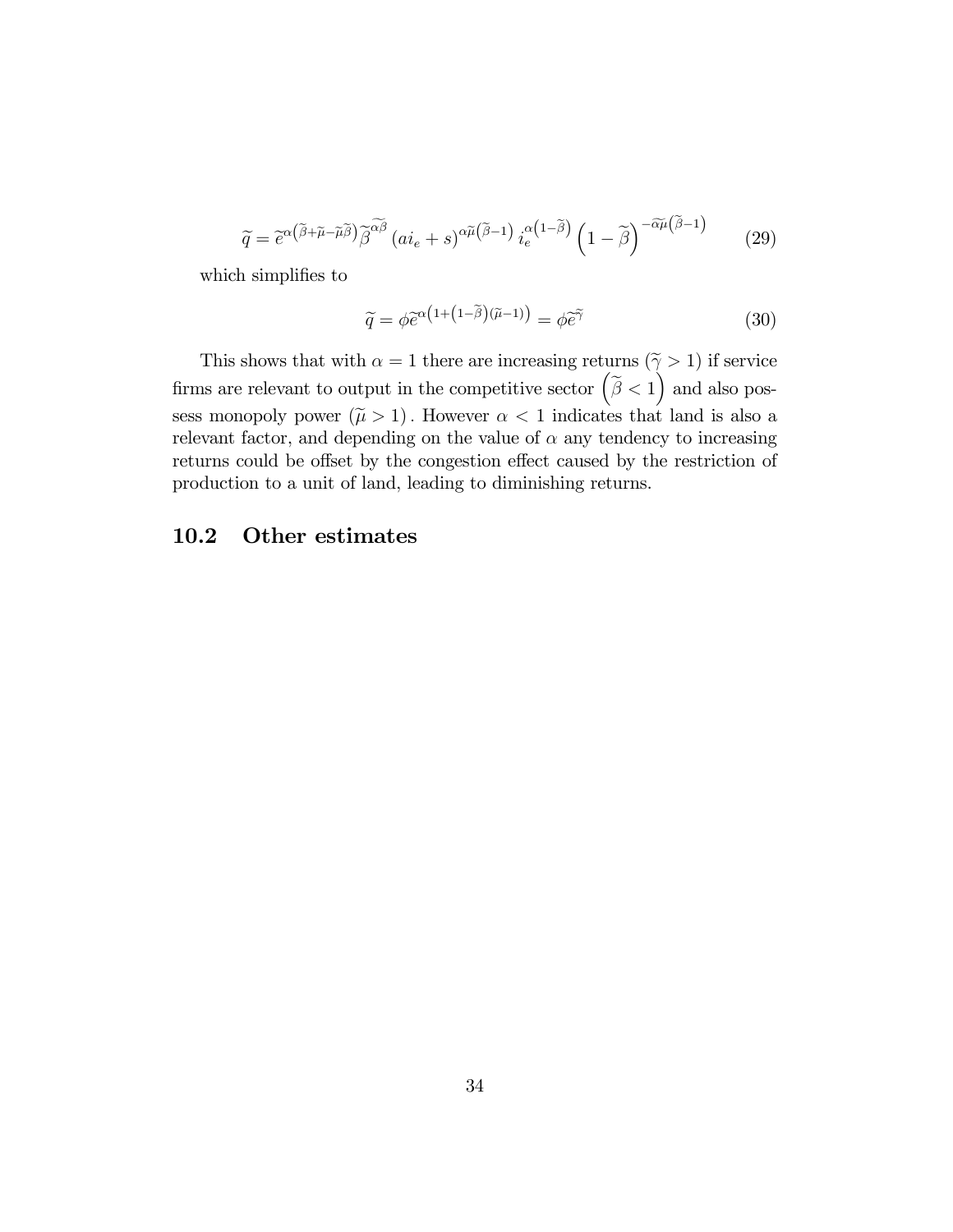$$\widetilde{q} = \widetilde{e}^{\alpha\left(\widetilde{\beta}+\widetilde{\mu}-\widetilde{\mu}\widetilde{\beta}\right)}\widetilde{\beta}^{\widetilde{\alpha\beta}}\left(ai_e+s\right)^{\alpha\widetilde{\mu}\left(\widetilde{\beta}-1\right)}i_e^{\alpha\left(1-\widetilde{\beta}\right)}\left(1-\widetilde{\beta}\right)^{-\widetilde{\alpha\mu}\left(\widetilde{\beta}-1\right)} \tag{29}$$

which simplifies to

$$\widetilde{q} = \phi\widetilde{e}^{\alpha\left(1+\left(1-\widetilde{\beta}\right)\left(\widetilde{\mu}-1\right)\right)} = \phi\widetilde{e}^{\widetilde{\gamma}} \tag{30}$$

This shows that with $\alpha = 1$ there are increasing returns $(\widetilde{\gamma} > 1)$ if service firms are relevant to output in the competitive sector $\left(\widetilde{\beta} < 1\right)$ and also possess monopoly power $(\widetilde{\mu} > 1)$. However $\alpha < 1$ indicates that land is also a relevant factor, and depending on the value of $\alpha$ any tendency to increasing returns could be offset by the congestion effect caused by the restriction of production to a unit of land, leading to diminishing returns.

## 10.2 Other estimates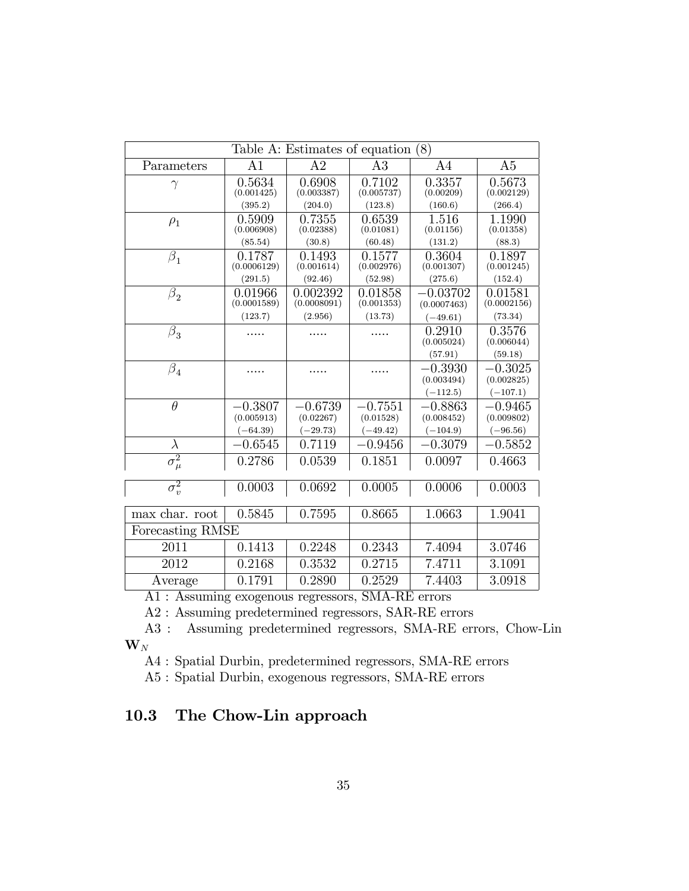| Table A: Estimates of equation (8) | | | | | |
|---|---|---|---|---|---|
| Parameters | A1 | A2 | A3 | A4 | A5 |
| $\gamma$ | 0.5634 (0.001425) (395.2) | 0.6908 (0.003387) (204.0) | 0.7102 (0.005737) (123.8) | 0.3357 (0.00209) (160.6) | 0.5673 (0.002129) (266.4) |
| $\rho_1$ | 0.5909 (0.006908) (85.54) | 0.7355 (0.02388) (30.8) | 0.6539 (0.01081) (60.48) | 1.516 (0.01156) (131.2) | 1.1990 (0.01358) (88.3) |
| $\beta_1$ | 0.1787 (0.0006129) (291.5) | 0.1493 (0.001614) (92.46) | 0.1577 (0.002976) (52.98) | 0.3604 (0.001307) (275.6) | 0.1897 (0.001245) (152.4) |
| $\beta_2$ | 0.01966 (0.0001589) (123.7) | 0.002392 (0.0008091) (2.956) | 0.01858 (0.001353) (13.73) | $-0.03702$ (0.0007463) ($-49.61$) | 0.01581 (0.0002156) (73.34) |
| $\beta_3$ | ..... | ..... | ..... | 0.2910 (0.005024) (57.91) | 0.3576 (0.006044) (59.18) |
| $\beta_4$ | ..... | ..... | ..... | $-0.3930$ (0.003494) ($-112.5$) | $-0.3025$ (0.002825) ($-107.1$) |
| $\theta$ | $-0.3807$ (0.005913) ($-64.39$) | $-0.6739$ (0.02267) ($-29.73$) | $-0.7551$ (0.01528) ($-49.42$) | $-0.8863$ (0.008452) ($-104.9$) | $-0.9465$ (0.009802) ($-96.56$) |
| $\lambda$ | $-0.6545$ | 0.7119 | $-0.9456$ | $-0.3079$ | $-0.5852$ |
| $\sigma_\mu^2$ | 0.2786 | 0.0539 | 0.1851 | 0.0097 | 0.4663 |
| $\sigma_v^2$ | 0.0003 | 0.0692 | 0.0005 | 0.0006 | 0.0003 |
| max char. root | 0.5845 | 0.7595 | 0.8665 | 1.0663 | 1.9041 |
| Forecasting RMSE | | | | | |
| 2011 | 0.1413 | 0.2248 | 0.2343 | 7.4094 | 3.0746 |
| 2012 | 0.2168 | 0.3532 | 0.2715 | 7.4711 | 3.1091 |
| Average | 0.1791 | 0.2890 | 0.2529 | 7.4403 | 3.0918 |

A1 : Assuming exogenous regressors, SMA-RE errors

A2 : Assuming predetermined regressors, SAR-RE errors

A3 : Assuming predetermined regressors, SMA-RE errors, Chow-Lin $\mathbf{W}_N$

A4 : Spatial Durbin, predetermined regressors, SMA-RE errors

A5 : Spatial Durbin, exogenous regressors, SMA-RE errors

## 10.3 The Chow-Lin approach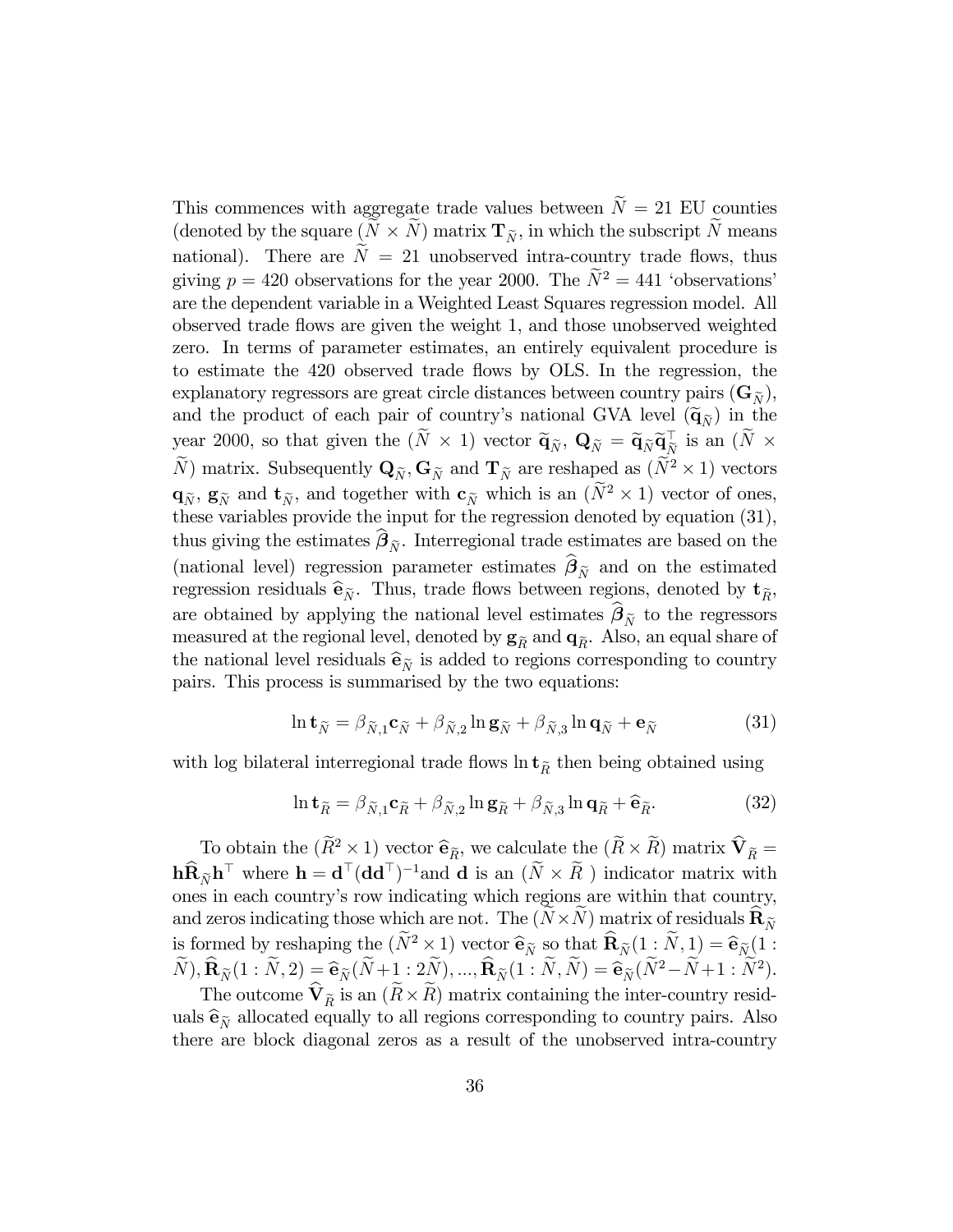This commences with aggregate trade values between $\widetilde{N} = 21$ EU counties (denoted by the square $(\widetilde{N} \times \widetilde{N})$ matrix $\mathbf{T}_{\widetilde{N}}$, in which the subscript $\widetilde{N}$ means national). There are $\widetilde{N} = 21$ unobserved intra-country trade flows, thus giving $p = 420$ observations for the year 2000. The $\widetilde{N}^2 = 441$ 'observations' are the dependent variable in a Weighted Least Squares regression model. All observed trade flows are given the weight 1, and those unobserved weighted zero. In terms of parameter estimates, an entirely equivalent procedure is to estimate the 420 observed trade flows by OLS. In the regression, the explanatory regressors are great circle distances between country pairs ($\mathbf{G}_{\widetilde{N}}$), and the product of each pair of country's national GVA level ($\widetilde{\mathbf{q}}_{\widetilde{N}}$) in the year 2000, so that given the $(\widetilde{N} \times 1)$ vector $\widetilde{\mathbf{q}}_{\widetilde{N}}$, $\mathbf{Q}_{\widetilde{N}} = \widetilde{\mathbf{q}}_{\widetilde{N}} \widetilde{\mathbf{q}}_{\widetilde{N}}^{\top}$ is an $(\widetilde{N} \times \widetilde{N})$ matrix. Subsequently $\mathbf{Q}_{\widetilde{N}}, \mathbf{G}_{\widetilde{N}}$ and $\mathbf{T}_{\widetilde{N}}$ are reshaped as $(\widetilde{N}^2 \times 1)$ vectors $\mathbf{q}_{\widetilde{N}}$, $\mathbf{g}_{\widetilde{N}}$ and $\mathbf{t}_{\widetilde{N}}$, and together with $\mathbf{c}_{\widetilde{N}}$ which is an $(\widetilde{N}^2 \times 1)$ vector of ones, these variables provide the input for the regression denoted by equation (31), thus giving the estimates $\widehat{\boldsymbol{\beta}}_{\widetilde{N}}$. Interregional trade estimates are based on the (national level) regression parameter estimates $\widehat{\boldsymbol{\beta}}_{\widetilde{N}}$ and on the estimated regression residuals $\widehat{\mathbf{e}}_{\widetilde{N}}$. Thus, trade flows between regions, denoted by $\mathbf{t}_{\widetilde{R}}$, are obtained by applying the national level estimates $\widehat{\boldsymbol{\beta}}_{\widetilde{N}}$ to the regressors measured at the regional level, denoted by $\mathbf{g}_{\widetilde{R}}$ and $\mathbf{q}_{\widetilde{R}}$. Also, an equal share of the national level residuals $\widehat{\mathbf{e}}_{\widetilde{N}}$ is added to regions corresponding to country pairs. This process is summarised by the two equations:

$$\ln \mathbf{t}_{\widetilde{N}} = \beta_{\widetilde{N},1} \mathbf{c}_{\widetilde{N}} + \beta_{\widetilde{N},2} \ln \mathbf{g}_{\widetilde{N}} + \beta_{\widetilde{N},3} \ln \mathbf{q}_{\widetilde{N}} + \mathbf{e}_{\widetilde{N}} \tag{31}$$

with log bilateral interregional trade flows $\ln \mathbf{t}_{\widetilde{R}}$ then being obtained using

$$\ln \mathbf{t}_{\widetilde{R}} = \beta_{\widetilde{N},1} \mathbf{c}_{\widetilde{R}} + \beta_{\widetilde{N},2} \ln \mathbf{g}_{\widetilde{R}} + \beta_{\widetilde{N},3} \ln \mathbf{q}_{\widetilde{R}} + \widehat{\mathbf{e}}_{\widetilde{R}}. \tag{32}$$

To obtain the $(\widetilde{R}^2 \times 1)$ vector $\widehat{\mathbf{e}}_{\widetilde{R}}$, we calculate the $(\widetilde{R} \times \widetilde{R})$ matrix $\widehat{\mathbf{V}}_{\widetilde{R}} = \mathbf{h} \widehat{\mathbf{R}}_{\widetilde{N}} \mathbf{h}^{\top}$ where $\mathbf{h} = \mathbf{d}^{\top} (\mathbf{d} \mathbf{d}^{\top})^{-1}$and $\mathbf{d}$ is an $(\widetilde{N} \times \widetilde{R}$ ) indicator matrix with ones in each country's row indicating which regions are within that country, and zeros indicating those which are not. The $(\widetilde{N} \times \widetilde{N})$ matrix of residuals $\widehat{\mathbf{R}}_{\widetilde{N}}$ is formed by reshaping the $(\widetilde{N}^2 \times 1)$ vector $\widehat{\mathbf{e}}_{\widetilde{N}}$ so that $\widehat{\mathbf{R}}_{\widetilde{N}}(1 : \widetilde{N}, 1) = \widehat{\mathbf{e}}_{\widetilde{N}}(1 : \widetilde{N}), \widehat{\mathbf{R}}_{\widetilde{N}}(1 : \widetilde{N}, 2) = \widehat{\mathbf{e}}_{\widetilde{N}}(\widetilde{N}+1 : 2\widetilde{N}), ..., \widehat{\mathbf{R}}_{\widetilde{N}}(1 : \widetilde{N}, \widetilde{N}) = \widehat{\mathbf{e}}_{\widetilde{N}}(\widetilde{N}^2 - \widetilde{N}+1 : \widetilde{N}^2)$.

The outcome $\widehat{\mathbf{V}}_{\widetilde{R}}$ is an $(\widetilde{R} \times \widetilde{R})$ matrix containing the inter-country residuals $\widehat{\mathbf{e}}_{\widetilde{N}}$ allocated equally to all regions corresponding to country pairs. Also there are block diagonal zeros as a result of the unobserved intra-country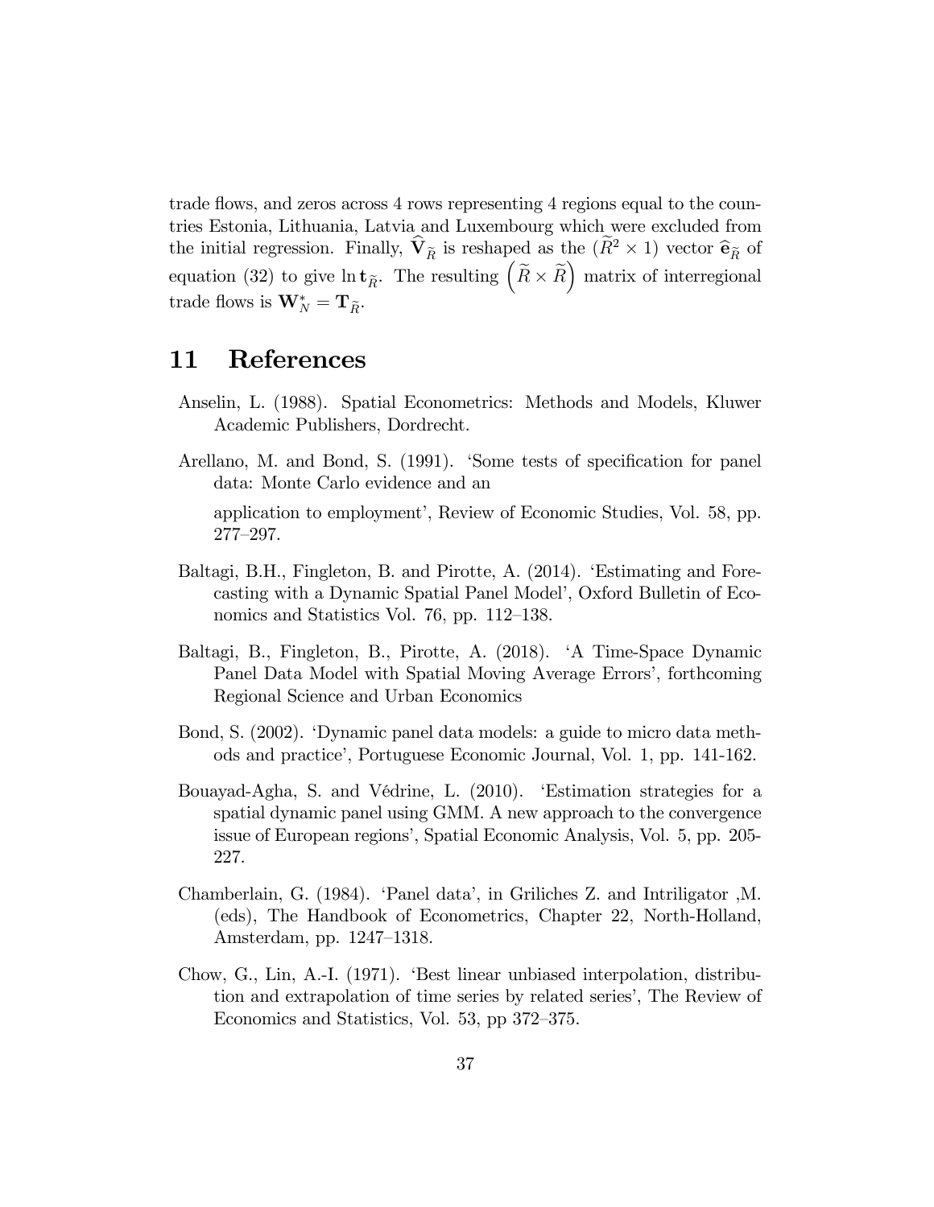trade flows, and zeros across 4 rows representing 4 regions equal to the countries Estonia, Lithuania, Latvia and Luxembourg which were excluded from the initial regression. Finally, $\widehat{\mathbf{V}}_{\widetilde{R}}$ is reshaped as the $(\widetilde{R}^2 \times 1)$ vector $\widehat{\mathbf{e}}_{\widetilde{R}}$ of equation (32) to give $\ln \mathbf{t}_{\widetilde{R}}$. The resulting $\left(\widetilde{R} \times \widetilde{R}\right)$ matrix of interregional trade flows is $\mathbf{W}_N^* = \mathbf{T}_{\widetilde{R}}$.

# 11 References

Anselin, L. (1988). Spatial Econometrics: Methods and Models, Kluwer Academic Publishers, Dordrecht.

Arellano, M. and Bond, S. (1991). 'Some tests of specification for panel data: Monte Carlo evidence and an

application to employment', Review of Economic Studies, Vol. 58, pp. 277–297.

Baltagi, B.H., Fingleton, B. and Pirotte, A. (2014). 'Estimating and Forecasting with a Dynamic Spatial Panel Model', Oxford Bulletin of Economics and Statistics Vol. 76, pp. 112–138.

Baltagi, B., Fingleton, B., Pirotte, A. (2018). 'A Time-Space Dynamic Panel Data Model with Spatial Moving Average Errors', forthcoming Regional Science and Urban Economics

Bond, S. (2002). 'Dynamic panel data models: a guide to micro data methods and practice', Portuguese Economic Journal, Vol. 1, pp. 141-162.

Bouayad-Agha, S. and Védrine, L. (2010). 'Estimation strategies for a spatial dynamic panel using GMM. A new approach to the convergence issue of European regions', Spatial Economic Analysis, Vol. 5, pp. 205-227.

Chamberlain, G. (1984). 'Panel data', in Griliches Z. and Intriligator ,M. (eds), The Handbook of Econometrics, Chapter 22, North-Holland, Amsterdam, pp. 1247–1318.

Chow, G., Lin, A.-I. (1971). 'Best linear unbiased interpolation, distribution and extrapolation of time series by related series', The Review of Economics and Statistics, Vol. 53, pp 372–375.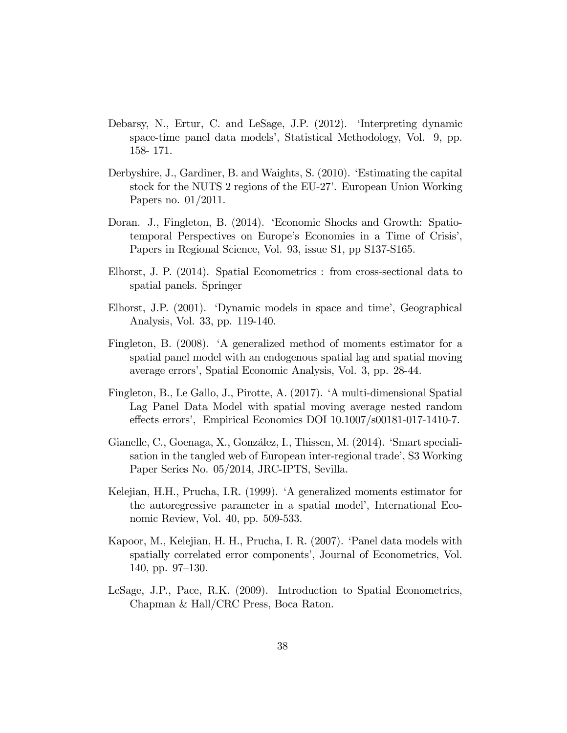Debarsy, N., Ertur, C. and LeSage, J.P. (2012). 'Interpreting dynamic space-time panel data models', Statistical Methodology, Vol. 9, pp. 158- 171.

Derbyshire, J., Gardiner, B. and Waights, S. (2010). 'Estimating the capital stock for the NUTS 2 regions of the EU-27'. European Union Working Papers no. 01/2011.

Doran. J., Fingleton, B. (2014). 'Economic Shocks and Growth: Spatio-temporal Perspectives on Europe's Economies in a Time of Crisis', Papers in Regional Science, Vol. 93, issue S1, pp S137-S165.

Elhorst, J. P. (2014). Spatial Econometrics : from cross-sectional data to spatial panels. Springer

Elhorst, J.P. (2001). 'Dynamic models in space and time', Geographical Analysis, Vol. 33, pp. 119-140.

Fingleton, B. (2008). 'A generalized method of moments estimator for a spatial panel model with an endogenous spatial lag and spatial moving average errors', Spatial Economic Analysis, Vol. 3, pp. 28-44.

Fingleton, B., Le Gallo, J., Pirotte, A. (2017). 'A multi-dimensional Spatial Lag Panel Data Model with spatial moving average nested random effects errors', Empirical Economics DOI 10.1007/s00181-017-1410-7.

Gianelle, C., Goenaga, X., González, I., Thissen, M. (2014). 'Smart specialisation in the tangled web of European inter-regional trade', S3 Working Paper Series No. 05/2014, JRC-IPTS, Sevilla.

Kelejian, H.H., Prucha, I.R. (1999). 'A generalized moments estimator for the autoregressive parameter in a spatial model', International Economic Review, Vol. 40, pp. 509-533.

Kapoor, M., Kelejian, H. H., Prucha, I. R. (2007). 'Panel data models with spatially correlated error components', Journal of Econometrics, Vol. 140, pp. 97–130.

LeSage, J.P., Pace, R.K. (2009). Introduction to Spatial Econometrics, Chapman & Hall/CRC Press, Boca Raton.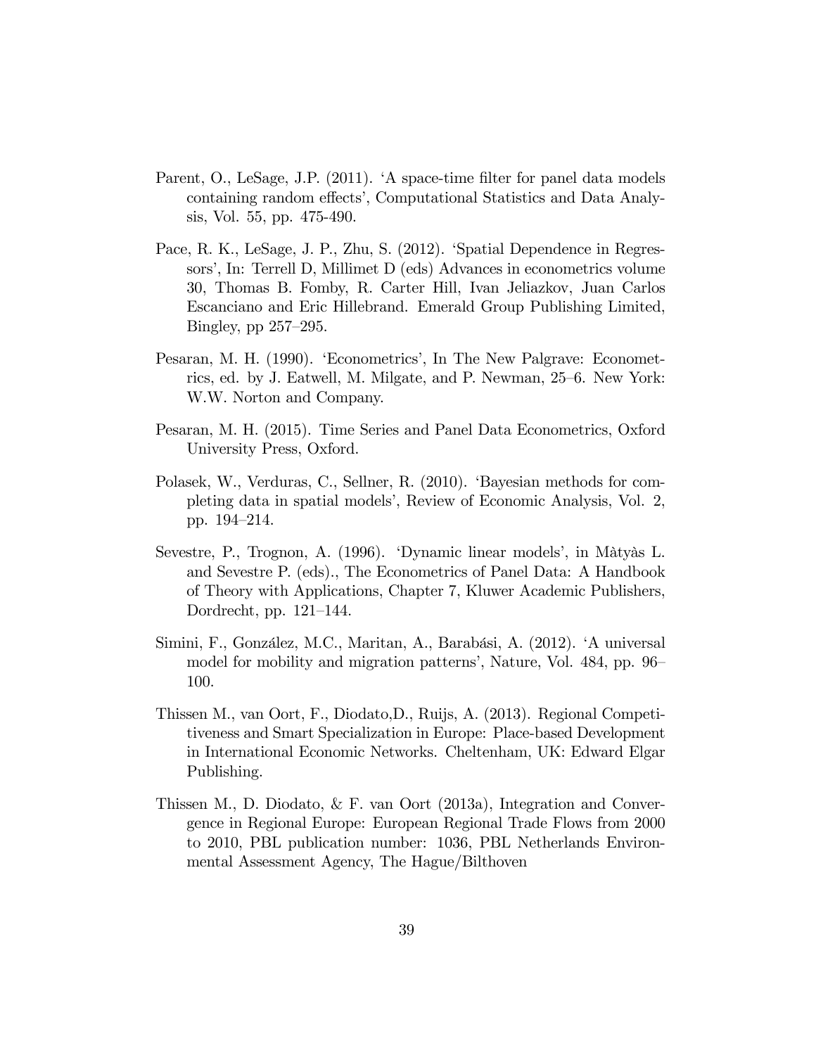Parent, O., LeSage, J.P. (2011). 'A space-time filter for panel data models containing random effects', Computational Statistics and Data Analysis, Vol. 55, pp. 475-490.

Pace, R. K., LeSage, J. P., Zhu, S. (2012). 'Spatial Dependence in Regressors', In: Terrell D, Millimet D (eds) Advances in econometrics volume 30, Thomas B. Fomby, R. Carter Hill, Ivan Jeliazkov, Juan Carlos Escanciano and Eric Hillebrand. Emerald Group Publishing Limited, Bingley, pp 257–295.

Pesaran, M. H. (1990). 'Econometrics', In The New Palgrave: Econometrics, ed. by J. Eatwell, M. Milgate, and P. Newman, 25–6. New York: W.W. Norton and Company.

Pesaran, M. H. (2015). Time Series and Panel Data Econometrics, Oxford University Press, Oxford.

Polasek, W., Verduras, C., Sellner, R. (2010). 'Bayesian methods for completing data in spatial models', Review of Economic Analysis, Vol. 2, pp. 194–214.

Sevestre, P., Trognon, A. (1996). 'Dynamic linear models', in Màtyàs L. and Sevestre P. (eds)., The Econometrics of Panel Data: A Handbook of Theory with Applications, Chapter 7, Kluwer Academic Publishers, Dordrecht, pp. 121–144.

Simini, F., González, M.C., Maritan, A., Barabási, A. (2012). 'A universal model for mobility and migration patterns', Nature, Vol. 484, pp. 96–100.

Thissen M., van Oort, F., Diodato,D., Ruijs, A. (2013). Regional Competitiveness and Smart Specialization in Europe: Place-based Development in International Economic Networks. Cheltenham, UK: Edward Elgar Publishing.

Thissen M., D. Diodato, & F. van Oort (2013a), Integration and Convergence in Regional Europe: European Regional Trade Flows from 2000 to 2010, PBL publication number: 1036, PBL Netherlands Environmental Assessment Agency, The Hague/Bilthoven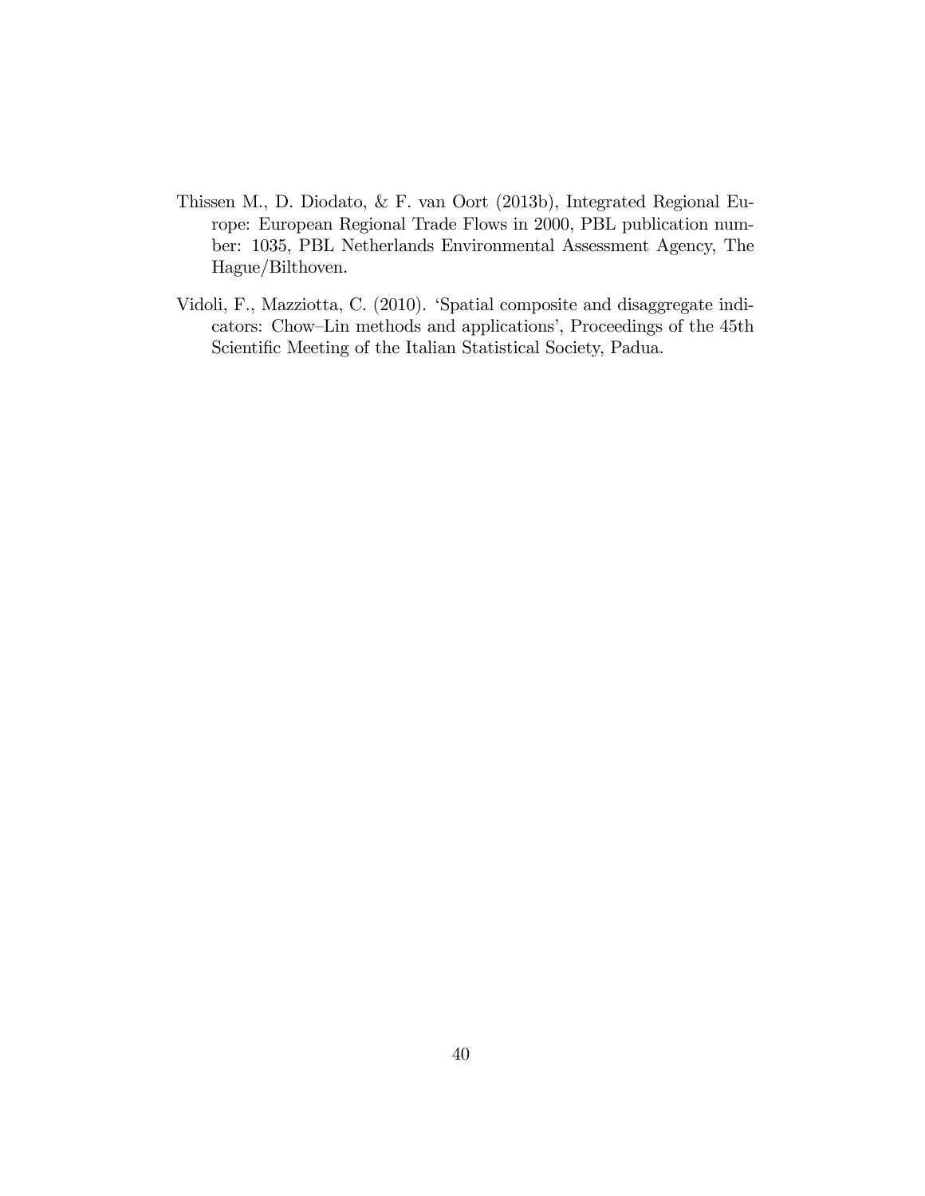Thissen M., D. Diodato, & F. van Oort (2013b), Integrated Regional Europe: European Regional Trade Flows in 2000, PBL publication number: 1035, PBL Netherlands Environmental Assessment Agency, The Hague/Bilthoven.

Vidoli, F., Mazziotta, C. (2010). 'Spatial composite and disaggregate indicators: Chow–Lin methods and applications', Proceedings of the 45th Scientific Meeting of the Italian Statistical Society, Padua.